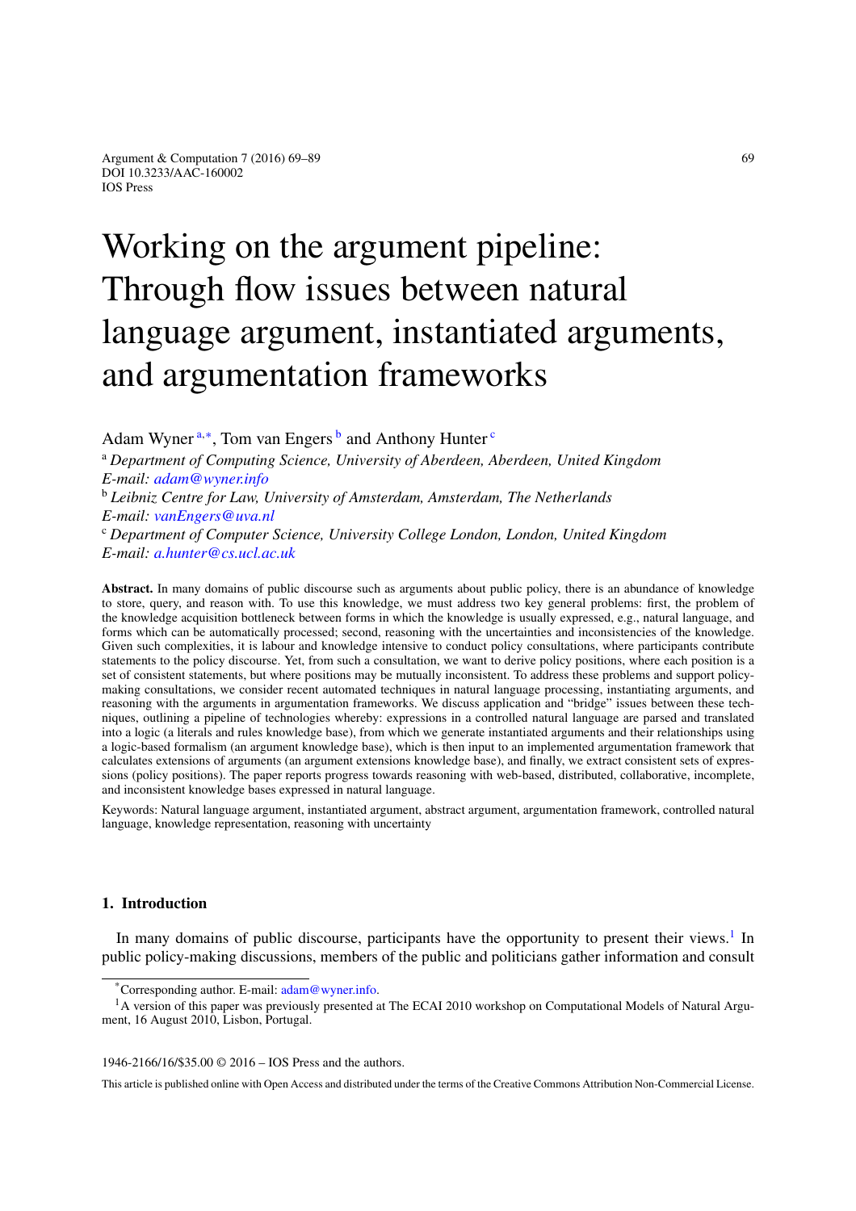# Working on the argument pipeline: Through flow issues between natural language argument, instantiated arguments, and argumentation frameworks

Adam Wyner [a,*], Tom van Engers [b] and Anthony Hunter [c]

[a] *Department of Computing Science, University of Aberdeen, Aberdeen, United Kingdom*
*E-mail: adam@wyner.info*

[b] *Leibniz Centre for Law, University of Amsterdam, Amsterdam, The Netherlands*
*E-mail: vanEngers@uva.nl*

[c] *Department of Computer Science, University College London, London, United Kingdom*
*E-mail: a.hunter@cs.ucl.ac.uk*

**Abstract.** In many domains of public discourse such as arguments about public policy, there is an abundance of knowledge to store, query, and reason with. To use this knowledge, we must address two key general problems: first, the problem of the knowledge acquisition bottleneck between forms in which the knowledge is usually expressed, e.g., natural language, and forms which can be automatically processed; second, reasoning with the uncertainties and inconsistencies of the knowledge. Given such complexities, it is labour and knowledge intensive to conduct policy consultations, where participants contribute statements to the policy discourse. Yet, from such a consultation, we want to derive policy positions, where each position is a set of consistent statements, but where positions may be mutually inconsistent. To address these problems and support policy-making consultations, we consider recent automated techniques in natural language processing, instantiating arguments, and reasoning with the arguments in argumentation frameworks. We discuss application and "bridge" issues between these techniques, outlining a pipeline of technologies whereby: expressions in a controlled natural language are parsed and translated into a logic (a literals and rules knowledge base), from which we generate instantiated arguments and their relationships using a logic-based formalism (an argument knowledge base), which is then input to an implemented argumentation framework that calculates extensions of arguments (an argument extensions knowledge base), and finally, we extract consistent sets of expressions (policy positions). The paper reports progress towards reasoning with web-based, distributed, collaborative, incomplete, and inconsistent knowledge bases expressed in natural language.

Keywords: Natural language argument, instantiated argument, abstract argument, argumentation framework, controlled natural language, knowledge representation, reasoning with uncertainty

## 1. Introduction

In many domains of public discourse, participants have the opportunity to present their views.[1] In public policy-making discussions, members of the public and politicians gather information and consult

---

[*] Corresponding author. E-mail: adam@wyner.info.

[1] A version of this paper was previously presented at The ECAI 2010 workshop on Computational Models of Natural Argument, 16 August 2010, Lisbon, Portugal.

1946-2166/16/$35.00 © 2016 – IOS Press and the authors.

This article is published online with Open Access and distributed under the terms of the Creative Commons Attribution Non-Commercial License.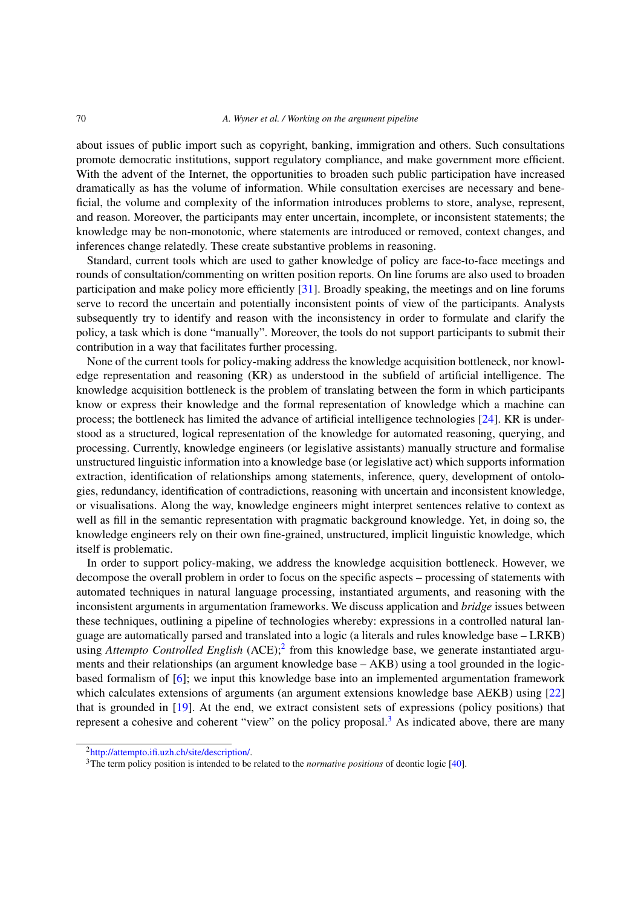about issues of public import such as copyright, banking, immigration and others. Such consultations promote democratic institutions, support regulatory compliance, and make government more efficient. With the advent of the Internet, the opportunities to broaden such public participation have increased dramatically as has the volume of information. While consultation exercises are necessary and beneficial, the volume and complexity of the information introduces problems to store, analyse, represent, and reason. Moreover, the participants may enter uncertain, incomplete, or inconsistent statements; the knowledge may be non-monotonic, where statements are introduced or removed, context changes, and inferences change relatedly. These create substantive problems in reasoning.

Standard, current tools which are used to gather knowledge of policy are face-to-face meetings and rounds of consultation/commenting on written position reports. On line forums are also used to broaden participation and make policy more efficiently [31]. Broadly speaking, the meetings and on line forums serve to record the uncertain and potentially inconsistent points of view of the participants. Analysts subsequently try to identify and reason with the inconsistency in order to formulate and clarify the policy, a task which is done "manually". Moreover, the tools do not support participants to submit their contribution in a way that facilitates further processing.

None of the current tools for policy-making address the knowledge acquisition bottleneck, nor knowledge representation and reasoning (KR) as understood in the subfield of artificial intelligence. The knowledge acquisition bottleneck is the problem of translating between the form in which participants know or express their knowledge and the formal representation of knowledge which a machine can process; the bottleneck has limited the advance of artificial intelligence technologies [24]. KR is understood as a structured, logical representation of the knowledge for automated reasoning, querying, and processing. Currently, knowledge engineers (or legislative assistants) manually structure and formalise unstructured linguistic information into a knowledge base (or legislative act) which supports information extraction, identification of relationships among statements, inference, query, development of ontologies, redundancy, identification of contradictions, reasoning with uncertain and inconsistent knowledge, or visualisations. Along the way, knowledge engineers might interpret sentences relative to context as well as fill in the semantic representation with pragmatic background knowledge. Yet, in doing so, the knowledge engineers rely on their own fine-grained, unstructured, implicit linguistic knowledge, which itself is problematic.

In order to support policy-making, we address the knowledge acquisition bottleneck. However, we decompose the overall problem in order to focus on the specific aspects – processing of statements with automated techniques in natural language processing, instantiated arguments, and reasoning with the inconsistent arguments in argumentation frameworks. We discuss application and *bridge* issues between these techniques, outlining a pipeline of technologies whereby: expressions in a controlled natural language are automatically parsed and translated into a logic (a literals and rules knowledge base – LRKB) using *Attempto Controlled English* (ACE);[2] from this knowledge base, we generate instantiated arguments and their relationships (an argument knowledge base – AKB) using a tool grounded in the logic-based formalism of [6]; we input this knowledge base into an implemented argumentation framework which calculates extensions of arguments (an argument extensions knowledge base AEKB) using [22] that is grounded in [19]. At the end, we extract consistent sets of expressions (policy positions) that represent a cohesive and coherent "view" on the policy proposal.[3] As indicated above, there are many

[2] http://attempto.ifi.uzh.ch/site/description/.

[3] The term policy position is intended to be related to the *normative positions* of deontic logic [40].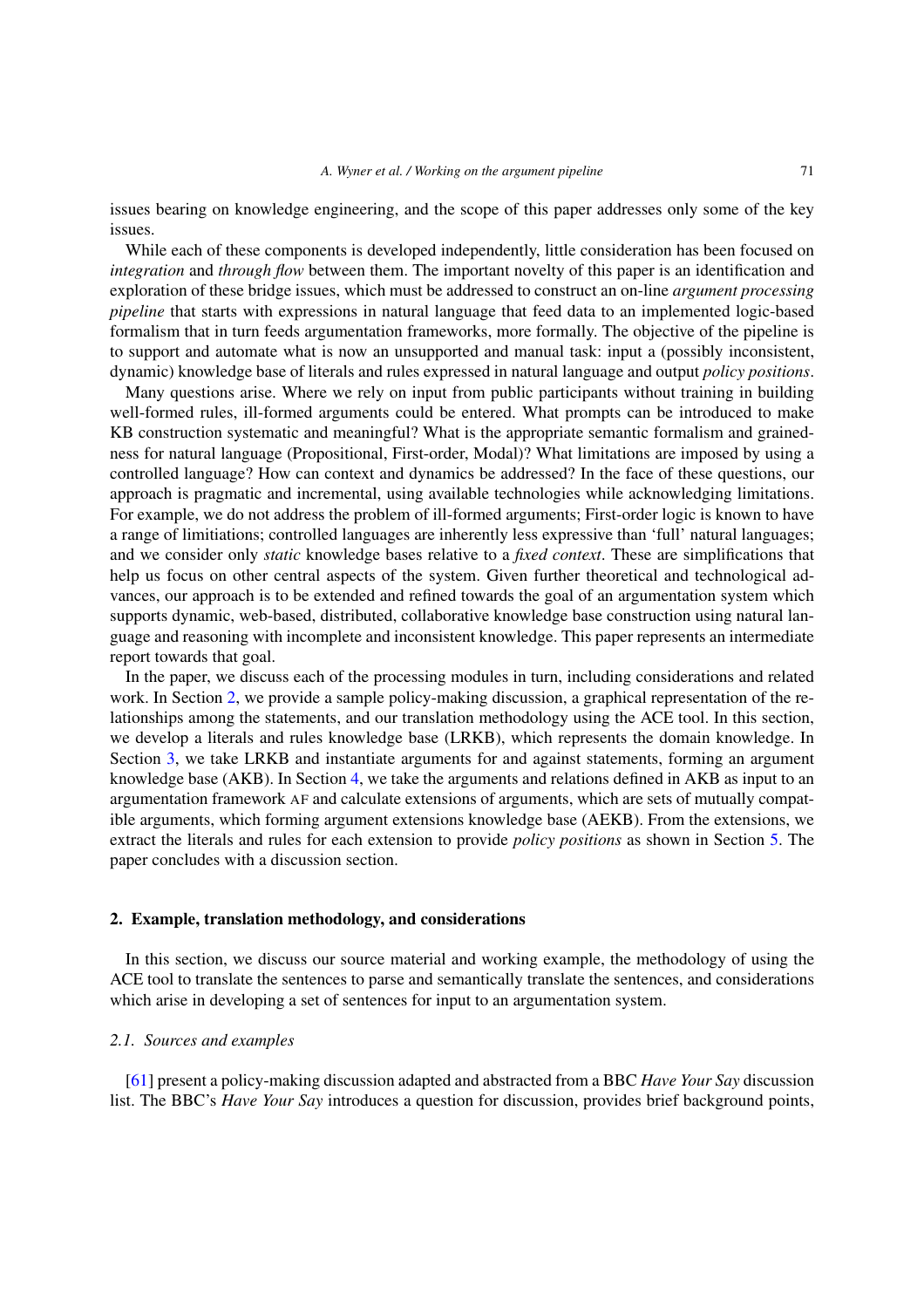issues bearing on knowledge engineering, and the scope of this paper addresses only some of the key issues.

While each of these components is developed independently, little consideration has been focused on *integration* and *through flow* between them. The important novelty of this paper is an identification and exploration of these bridge issues, which must be addressed to construct an on-line *argument processing pipeline* that starts with expressions in natural language that feed data to an implemented logic-based formalism that in turn feeds argumentation frameworks, more formally. The objective of the pipeline is to support and automate what is now an unsupported and manual task: input a (possibly inconsistent, dynamic) knowledge base of literals and rules expressed in natural language and output *policy positions*.

Many questions arise. Where we rely on input from public participants without training in building well-formed rules, ill-formed arguments could be entered. What prompts can be introduced to make KB construction systematic and meaningful? What is the appropriate semantic formalism and grainedness for natural language (Propositional, First-order, Modal)? What limitations are imposed by using a controlled language? How can context and dynamics be addressed? In the face of these questions, our approach is pragmatic and incremental, using available technologies while acknowledging limitations. For example, we do not address the problem of ill-formed arguments; First-order logic is known to have a range of limitiations; controlled languages are inherently less expressive than 'full' natural languages; and we consider only *static* knowledge bases relative to a *fixed context*. These are simplifications that help us focus on other central aspects of the system. Given further theoretical and technological advances, our approach is to be extended and refined towards the goal of an argumentation system which supports dynamic, web-based, distributed, collaborative knowledge base construction using natural language and reasoning with incomplete and inconsistent knowledge. This paper represents an intermediate report towards that goal.

In the paper, we discuss each of the processing modules in turn, including considerations and related work. In Section 2, we provide a sample policy-making discussion, a graphical representation of the relationships among the statements, and our translation methodology using the ACE tool. In this section, we develop a literals and rules knowledge base (LRKB), which represents the domain knowledge. In Section 3, we take LRKB and instantiate arguments for and against statements, forming an argument knowledge base (AKB). In Section 4, we take the arguments and relations defined in AKB as input to an argumentation framework AF and calculate extensions of arguments, which are sets of mutually compatible arguments, which forming argument extensions knowledge base (AEKB). From the extensions, we extract the literals and rules for each extension to provide *policy positions* as shown in Section 5. The paper concludes with a discussion section.

## 2. Example, translation methodology, and considerations

In this section, we discuss our source material and working example, the methodology of using the ACE tool to translate the sentences to parse and semantically translate the sentences, and considerations which arise in developing a set of sentences for input to an argumentation system.

### 2.1. Sources and examples

[61] present a policy-making discussion adapted and abstracted from a BBC *Have Your Say* discussion list. The BBC's *Have Your Say* introduces a question for discussion, provides brief background points,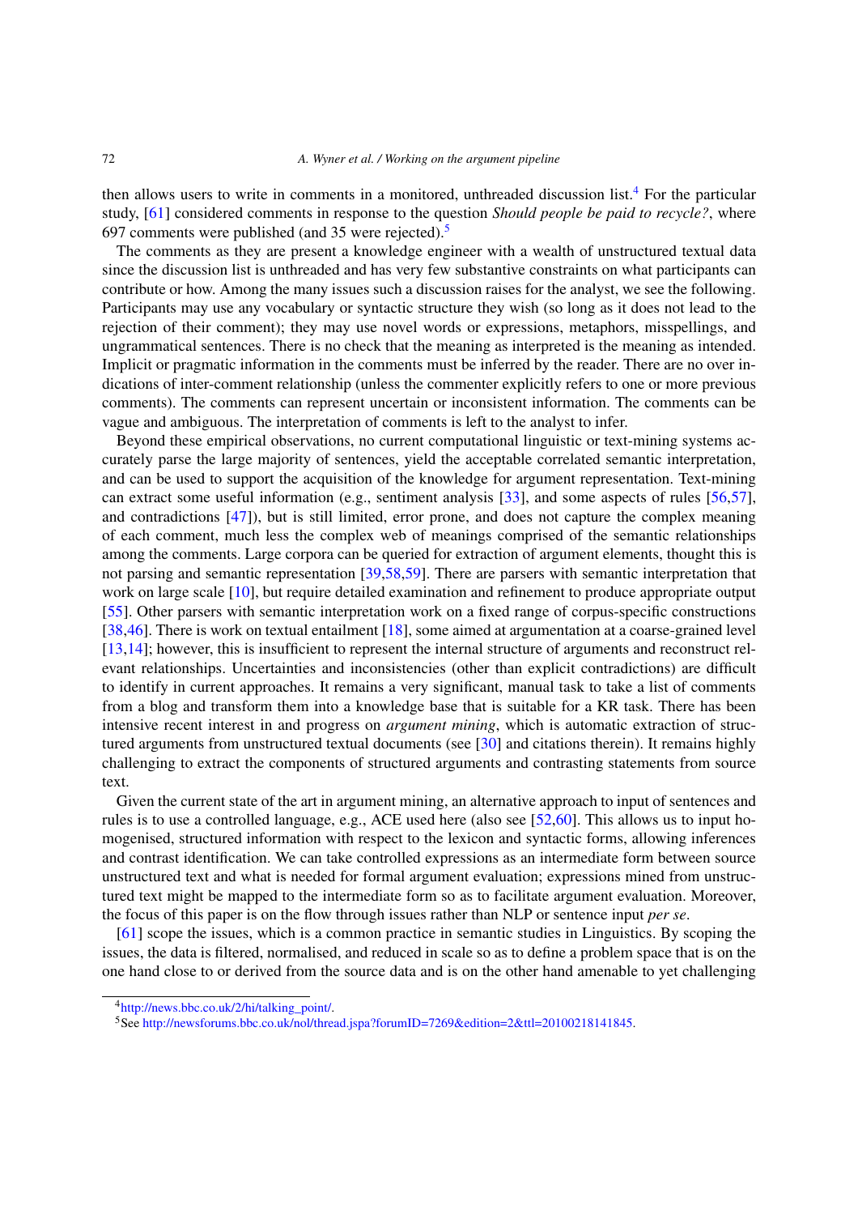then allows users to write in comments in a monitored, unthreaded discussion list.[4] For the particular study, [61] considered comments in response to the question *Should people be paid to recycle?*, where 697 comments were published (and 35 were rejected).[5]

The comments as they are present a knowledge engineer with a wealth of unstructured textual data since the discussion list is unthreaded and has very few substantive constraints on what participants can contribute or how. Among the many issues such a discussion raises for the analyst, we see the following. Participants may use any vocabulary or syntactic structure they wish (so long as it does not lead to the rejection of their comment); they may use novel words or expressions, metaphors, misspellings, and ungrammatical sentences. There is no check that the meaning as interpreted is the meaning as intended. Implicit or pragmatic information in the comments must be inferred by the reader. There are no over indications of inter-comment relationship (unless the commenter explicitly refers to one or more previous comments). The comments can represent uncertain or inconsistent information. The comments can be vague and ambiguous. The interpretation of comments is left to the analyst to infer.

Beyond these empirical observations, no current computational linguistic or text-mining systems accurately parse the large majority of sentences, yield the acceptable correlated semantic interpretation, and can be used to support the acquisition of the knowledge for argument representation. Text-mining can extract some useful information (e.g., sentiment analysis [33], and some aspects of rules [56,57], and contradictions [47]), but is still limited, error prone, and does not capture the complex meaning of each comment, much less the complex web of meanings comprised of the semantic relationships among the comments. Large corpora can be queried for extraction of argument elements, thought this is not parsing and semantic representation [39,58,59]. There are parsers with semantic interpretation that work on large scale [10], but require detailed examination and refinement to produce appropriate output [55]. Other parsers with semantic interpretation work on a fixed range of corpus-specific constructions [38,46]. There is work on textual entailment [18], some aimed at argumentation at a coarse-grained level [13,14]; however, this is insufficient to represent the internal structure of arguments and reconstruct relevant relationships. Uncertainties and inconsistencies (other than explicit contradictions) are difficult to identify in current approaches. It remains a very significant, manual task to take a list of comments from a blog and transform them into a knowledge base that is suitable for a KR task. There has been intensive recent interest in and progress on *argument mining*, which is automatic extraction of structured arguments from unstructured textual documents (see [30] and citations therein). It remains highly challenging to extract the components of structured arguments and contrasting statements from source text.

Given the current state of the art in argument mining, an alternative approach to input of sentences and rules is to use a controlled language, e.g., ACE used here (also see [52,60]. This allows us to input homogenised, structured information with respect to the lexicon and syntactic forms, allowing inferences and contrast identification. We can take controlled expressions as an intermediate form between source unstructured text and what is needed for formal argument evaluation; expressions mined from unstructured text might be mapped to the intermediate form so as to facilitate argument evaluation. Moreover, the focus of this paper is on the flow through issues rather than NLP or sentence input *per se*.

[61] scope the issues, which is a common practice in semantic studies in Linguistics. By scoping the issues, the data is filtered, normalised, and reduced in scale so as to define a problem space that is on the one hand close to or derived from the source data and is on the other hand amenable to yet challenging

[4] http://news.bbc.co.uk/2/hi/talking_point/.

[5] See http://newsforums.bbc.co.uk/nol/thread.jspa?forumID=7269&edition=2&ttl=20100218141845.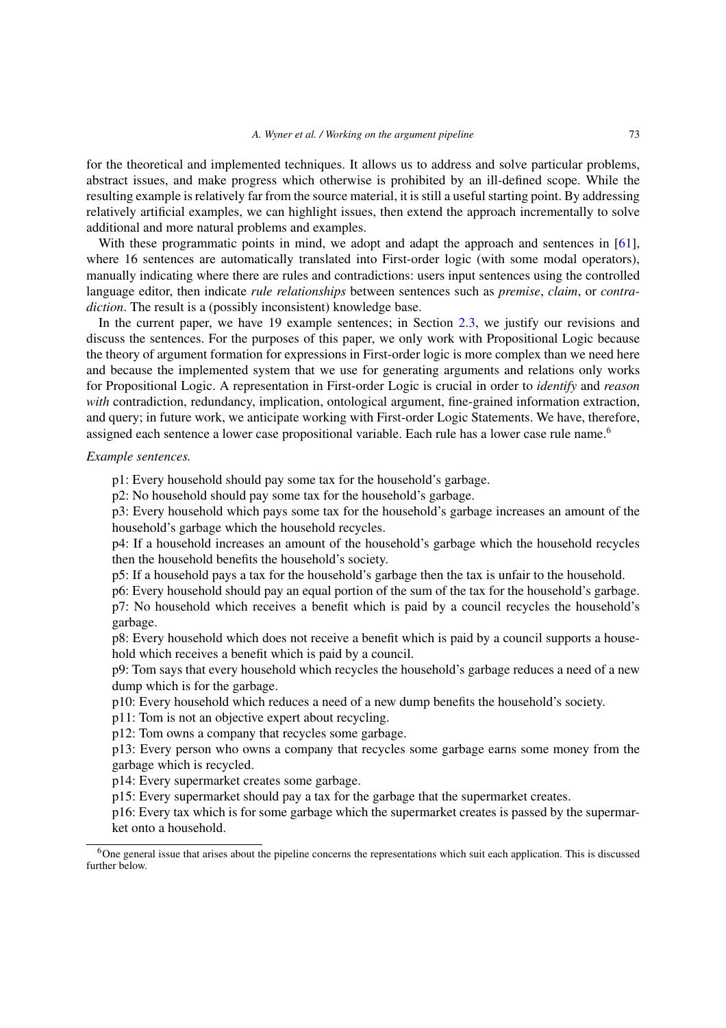for the theoretical and implemented techniques. It allows us to address and solve particular problems, abstract issues, and make progress which otherwise is prohibited by an ill-defined scope. While the resulting example is relatively far from the source material, it is still a useful starting point. By addressing relatively artificial examples, we can highlight issues, then extend the approach incrementally to solve additional and more natural problems and examples.

With these programmatic points in mind, we adopt and adapt the approach and sentences in [61], where 16 sentences are automatically translated into First-order logic (with some modal operators), manually indicating where there are rules and contradictions: users input sentences using the controlled language editor, then indicate *rule relationships* between sentences such as *premise*, *claim*, or *contradiction*. The result is a (possibly inconsistent) knowledge base.

In the current paper, we have 19 example sentences; in Section 2.3, we justify our revisions and discuss the sentences. For the purposes of this paper, we only work with Propositional Logic because the theory of argument formation for expressions in First-order logic is more complex than we need here and because the implemented system that we use for generating arguments and relations only works for Propositional Logic. A representation in First-order Logic is crucial in order to *identify* and *reason with* contradiction, redundancy, implication, ontological argument, fine-grained information extraction, and query; in future work, we anticipate working with First-order Logic Statements. We have, therefore, assigned each sentence a lower case propositional variable. Each rule has a lower case rule name.[6]

*Example sentences.*

p1: Every household should pay some tax for the household's garbage.
p2: No household should pay some tax for the household's garbage.
p3: Every household which pays some tax for the household's garbage increases an amount of the household's garbage which the household recycles.
p4: If a household increases an amount of the household's garbage which the household recycles then the household benefits the household's society.
p5: If a household pays a tax for the household's garbage then the tax is unfair to the household.
p6: Every household should pay an equal portion of the sum of the tax for the household's garbage.
p7: No household which receives a benefit which is paid by a council recycles the household's garbage.
p8: Every household which does not receive a benefit which is paid by a council supports a household which receives a benefit which is paid by a council.
p9: Tom says that every household which recycles the household's garbage reduces a need of a new dump which is for the garbage.
p10: Every household which reduces a need of a new dump benefits the household's society.
p11: Tom is not an objective expert about recycling.
p12: Tom owns a company that recycles some garbage.
p13: Every person who owns a company that recycles some garbage earns some money from the garbage which is recycled.
p14: Every supermarket creates some garbage.
p15: Every supermarket should pay a tax for the garbage that the supermarket creates.
p16: Every tax which is for some garbage which the supermarket creates is passed by the supermarket onto a household.

[6] One general issue that arises about the pipeline concerns the representations which suit each application. This is discussed further below.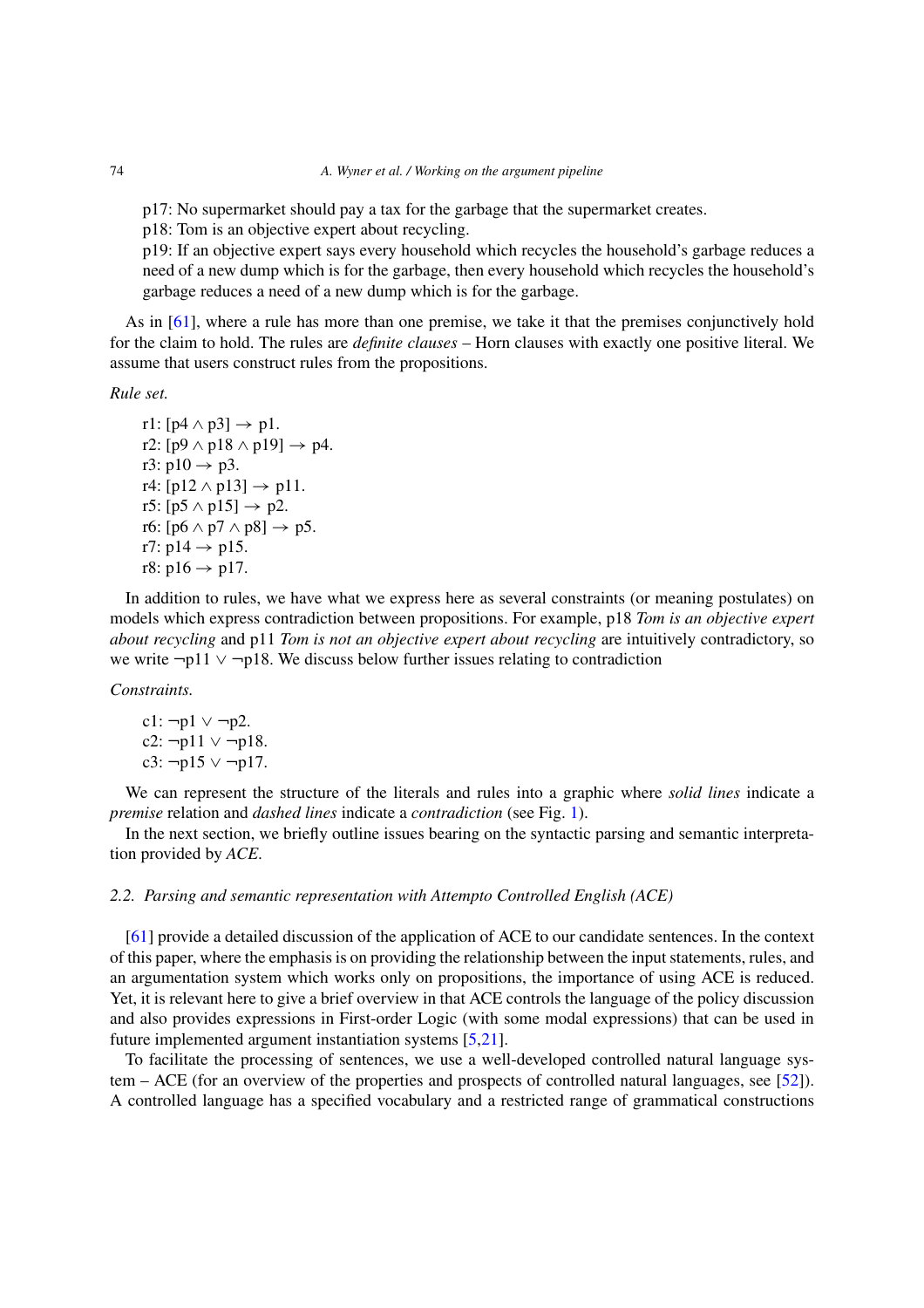p17: No supermarket should pay a tax for the garbage that the supermarket creates.
p18: Tom is an objective expert about recycling.
p19: If an objective expert says every household which recycles the household's garbage reduces a need of a new dump which is for the garbage, then every household which recycles the household's garbage reduces a need of a new dump which is for the garbage.

As in [61], where a rule has more than one premise, we take it that the premises conjunctively hold for the claim to hold. The rules are *definite clauses* – Horn clauses with exactly one positive literal. We assume that users construct rules from the propositions.

*Rule set.*

r1: $[p4 \wedge p3] \rightarrow p1$.
r2: $[p9 \wedge p18 \wedge p19] \rightarrow p4$.
r3: $p10 \rightarrow p3$.
r4: $[p12 \wedge p13] \rightarrow p11$.
r5: $[p5 \wedge p15] \rightarrow p2$.
r6: $[p6 \wedge p7 \wedge p8] \rightarrow p5$.
r7: $p14 \rightarrow p15$.
r8: $p16 \rightarrow p17$.

In addition to rules, we have what we express here as several constraints (or meaning postulates) on models which express contradiction between propositions. For example, p18 *Tom is an objective expert about recycling* and p11 *Tom is not an objective expert about recycling* are intuitively contradictory, so we write $\neg p11 \vee \neg p18$. We discuss below further issues relating to contradiction

*Constraints.*

c1: $\neg p1 \vee \neg p2$.
c2: $\neg p11 \vee \neg p18$.
c3: $\neg p15 \vee \neg p17$.

We can represent the structure of the literals and rules into a graphic where *solid lines* indicate a *premise* relation and *dashed lines* indicate a *contradiction* (see Fig. 1).

In the next section, we briefly outline issues bearing on the syntactic parsing and semantic interpretation provided by *ACE*.

### 2.2. Parsing and semantic representation with Attempto Controlled English (ACE)

[61] provide a detailed discussion of the application of ACE to our candidate sentences. In the context of this paper, where the emphasis is on providing the relationship between the input statements, rules, and an argumentation system which works only on propositions, the importance of using ACE is reduced. Yet, it is relevant here to give a brief overview in that ACE controls the language of the policy discussion and also provides expressions in First-order Logic (with some modal expressions) that can be used in future implemented argument instantiation systems [5,21].

To facilitate the processing of sentences, we use a well-developed controlled natural language system – ACE (for an overview of the properties and prospects of controlled natural languages, see [52]). A controlled language has a specified vocabulary and a restricted range of grammatical constructions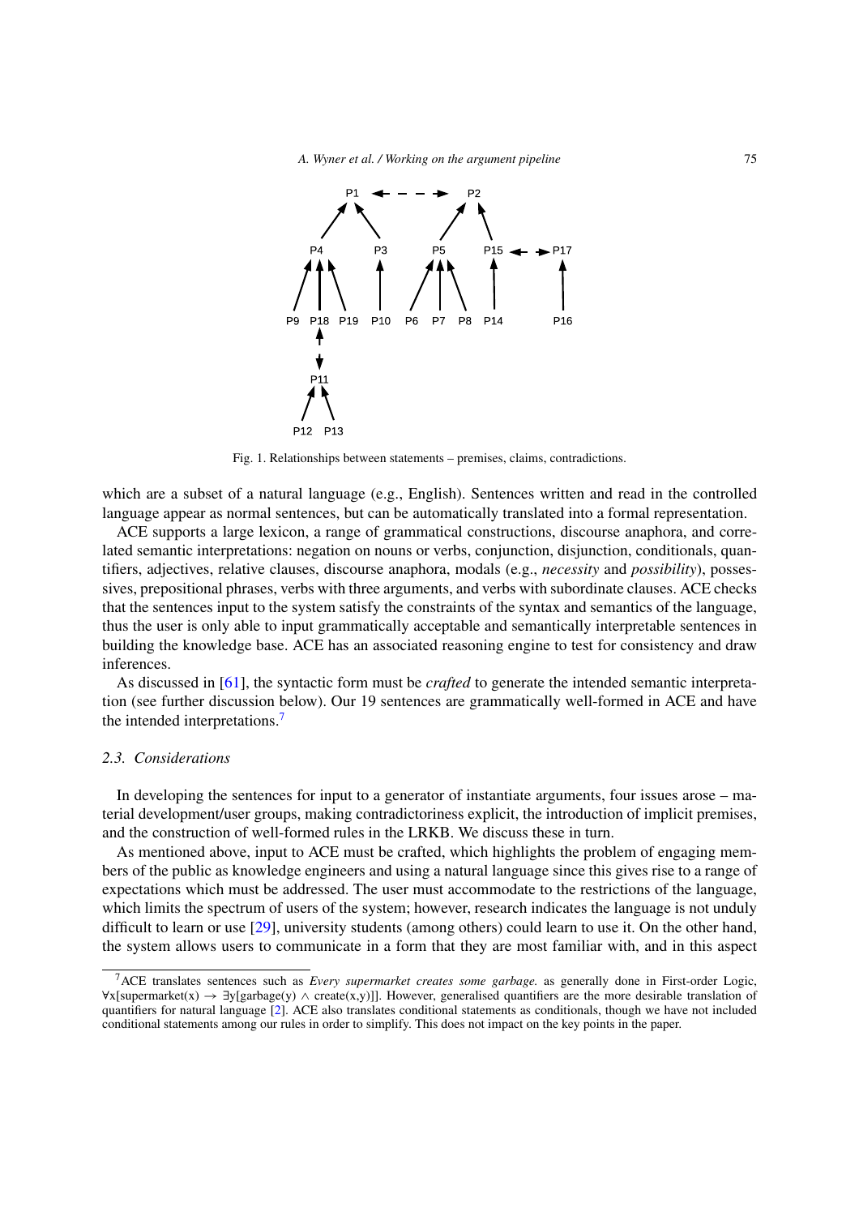Fig. 1. Relationships between statements – premises, claims, contradictions.

which are a subset of a natural language (e.g., English). Sentences written and read in the controlled language appear as normal sentences, but can be automatically translated into a formal representation.

ACE supports a large lexicon, a range of grammatical constructions, discourse anaphora, and correlated semantic interpretations: negation on nouns or verbs, conjunction, disjunction, conditionals, quantifiers, adjectives, relative clauses, discourse anaphora, modals (e.g., *necessity* and *possibility*), possessives, prepositional phrases, verbs with three arguments, and verbs with subordinate clauses. ACE checks that the sentences input to the system satisfy the constraints of the syntax and semantics of the language, thus the user is only able to input grammatically acceptable and semantically interpretable sentences in building the knowledge base. ACE has an associated reasoning engine to test for consistency and draw inferences.

As discussed in [61], the syntactic form must be *crafted* to generate the intended semantic interpretation (see further discussion below). Our 19 sentences are grammatically well-formed in ACE and have the intended interpretations.[7]

### 2.3. Considerations

In developing the sentences for input to a generator of instantiate arguments, four issues arose – material development/user groups, making contradictoriness explicit, the introduction of implicit premises, and the construction of well-formed rules in the LRKB. We discuss these in turn.

As mentioned above, input to ACE must be crafted, which highlights the problem of engaging members of the public as knowledge engineers and using a natural language since this gives rise to a range of expectations which must be addressed. The user must accommodate to the restrictions of the language, which limits the spectrum of users of the system; however, research indicates the language is not unduly difficult to learn or use [29], university students (among others) could learn to use it. On the other hand, the system allows users to communicate in a form that they are most familiar with, and in this aspect

[7] ACE translates sentences such as *Every supermarket creates some garbage.* as generally done in First-order Logic, $\forall x[\text{supermarket}(x) \rightarrow \exists y[\text{garbage}(y) \wedge \text{create}(x,y)]]$. However, generalised quantifiers are the more desirable translation of quantifiers for natural language [2]. ACE also translates conditional statements as conditionals, though we have not included conditional statements among our rules in order to simplify. This does not impact on the key points in the paper.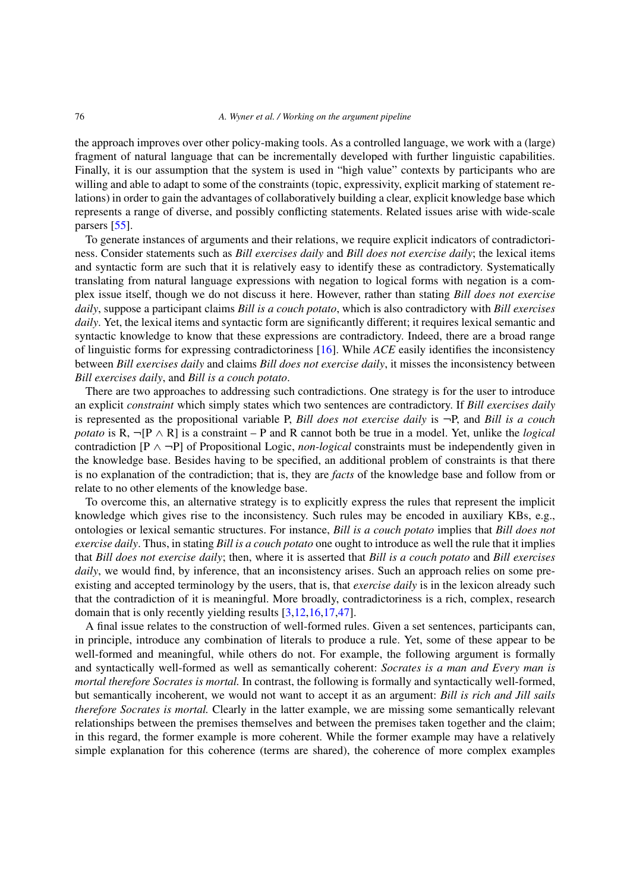the approach improves over other policy-making tools. As a controlled language, we work with a (large) fragment of natural language that can be incrementally developed with further linguistic capabilities. Finally, it is our assumption that the system is used in "high value" contexts by participants who are willing and able to adapt to some of the constraints (topic, expressivity, explicit marking of statement relations) in order to gain the advantages of collaboratively building a clear, explicit knowledge base which represents a range of diverse, and possibly conflicting statements. Related issues arise with wide-scale parsers [55].

To generate instances of arguments and their relations, we require explicit indicators of contradictoriness. Consider statements such as *Bill exercises daily* and *Bill does not exercise daily*; the lexical items and syntactic form are such that it is relatively easy to identify these as contradictory. Systematically translating from natural language expressions with negation to logical forms with negation is a complex issue itself, though we do not discuss it here. However, rather than stating *Bill does not exercise daily*, suppose a participant claims *Bill is a couch potato*, which is also contradictory with *Bill exercises daily*. Yet, the lexical items and syntactic form are significantly different; it requires lexical semantic and syntactic knowledge to know that these expressions are contradictory. Indeed, there are a broad range of linguistic forms for expressing contradictoriness [16]. While *ACE* easily identifies the inconsistency between *Bill exercises daily* and claims *Bill does not exercise daily*, it misses the inconsistency between *Bill exercises daily*, and *Bill is a couch potato*.

There are two approaches to addressing such contradictions. One strategy is for the user to introduce an explicit *constraint* which simply states which two sentences are contradictory. If *Bill exercises daily* is represented as the propositional variable P, *Bill does not exercise daily* is $\neg$P, and *Bill is a couch potato* is R, $\neg[\text{P} \wedge \text{R}]$ is a constraint – P and R cannot both be true in a model. Yet, unlike the *logical* contradiction $[\text{P} \wedge \neg\text{P}]$ of Propositional Logic, *non-logical* constraints must be independently given in the knowledge base. Besides having to be specified, an additional problem of constraints is that there is no explanation of the contradiction; that is, they are *facts* of the knowledge base and follow from or relate to no other elements of the knowledge base.

To overcome this, an alternative strategy is to explicitly express the rules that represent the implicit knowledge which gives rise to the inconsistency. Such rules may be encoded in auxiliary KBs, e.g., ontologies or lexical semantic structures. For instance, *Bill is a couch potato* implies that *Bill does not exercise daily*. Thus, in stating *Bill is a couch potato* one ought to introduce as well the rule that it implies that *Bill does not exercise daily*; then, where it is asserted that *Bill is a couch potato* and *Bill exercises daily*, we would find, by inference, that an inconsistency arises. Such an approach relies on some pre-existing and accepted terminology by the users, that is, that *exercise daily* is in the lexicon already such that the contradiction of it is meaningful. More broadly, contradictoriness is a rich, complex, research domain that is only recently yielding results [3,12,16,17,47].

A final issue relates to the construction of well-formed rules. Given a set sentences, participants can, in principle, introduce any combination of literals to produce a rule. Yet, some of these appear to be well-formed and meaningful, while others do not. For example, the following argument is formally and syntactically well-formed as well as semantically coherent: *Socrates is a man and Every man is mortal therefore Socrates is mortal.* In contrast, the following is formally and syntactically well-formed, but semantically incoherent, we would not want to accept it as an argument: *Bill is rich and Jill sails therefore Socrates is mortal.* Clearly in the latter example, we are missing some semantically relevant relationships between the premises themselves and between the premises taken together and the claim; in this regard, the former example is more coherent. While the former example may have a relatively simple explanation for this coherence (terms are shared), the coherence of more complex examples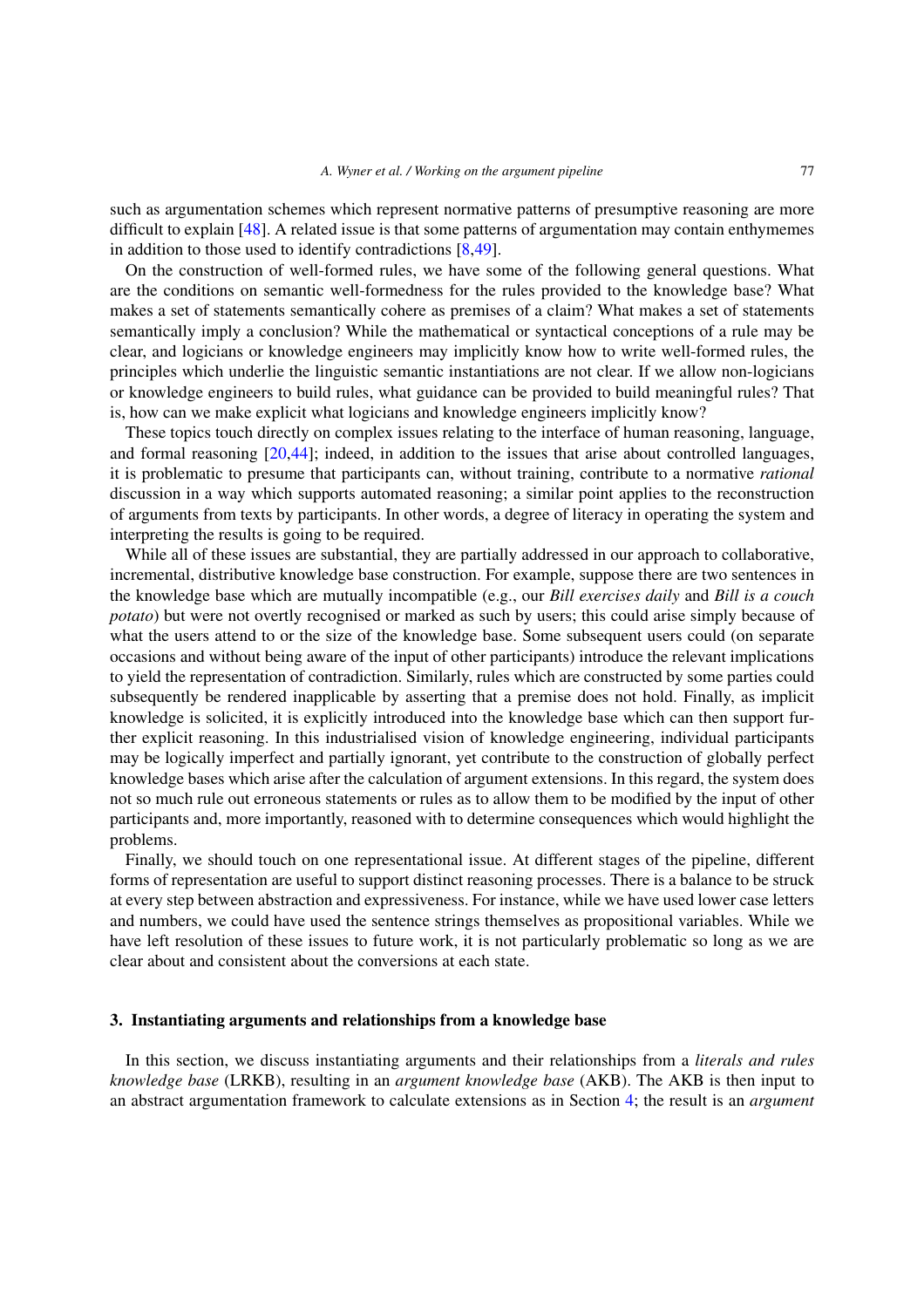such as argumentation schemes which represent normative patterns of presumptive reasoning are more difficult to explain [48]. A related issue is that some patterns of argumentation may contain enthymemes in addition to those used to identify contradictions [8,49].

On the construction of well-formed rules, we have some of the following general questions. What are the conditions on semantic well-formedness for the rules provided to the knowledge base? What makes a set of statements semantically cohere as premises of a claim? What makes a set of statements semantically imply a conclusion? While the mathematical or syntactical conceptions of a rule may be clear, and logicians or knowledge engineers may implicitly know how to write well-formed rules, the principles which underlie the linguistic semantic instantiations are not clear. If we allow non-logicians or knowledge engineers to build rules, what guidance can be provided to build meaningful rules? That is, how can we make explicit what logicians and knowledge engineers implicitly know?

These topics touch directly on complex issues relating to the interface of human reasoning, language, and formal reasoning [20,44]; indeed, in addition to the issues that arise about controlled languages, it is problematic to presume that participants can, without training, contribute to a normative *rational* discussion in a way which supports automated reasoning; a similar point applies to the reconstruction of arguments from texts by participants. In other words, a degree of literacy in operating the system and interpreting the results is going to be required.

While all of these issues are substantial, they are partially addressed in our approach to collaborative, incremental, distributive knowledge base construction. For example, suppose there are two sentences in the knowledge base which are mutually incompatible (e.g., our *Bill exercises daily* and *Bill is a couch potato*) but were not overtly recognised or marked as such by users; this could arise simply because of what the users attend to or the size of the knowledge base. Some subsequent users could (on separate occasions and without being aware of the input of other participants) introduce the relevant implications to yield the representation of contradiction. Similarly, rules which are constructed by some parties could subsequently be rendered inapplicable by asserting that a premise does not hold. Finally, as implicit knowledge is solicited, it is explicitly introduced into the knowledge base which can then support further explicit reasoning. In this industrialised vision of knowledge engineering, individual participants may be logically imperfect and partially ignorant, yet contribute to the construction of globally perfect knowledge bases which arise after the calculation of argument extensions. In this regard, the system does not so much rule out erroneous statements or rules as to allow them to be modified by the input of other participants and, more importantly, reasoned with to determine consequences which would highlight the problems.

Finally, we should touch on one representational issue. At different stages of the pipeline, different forms of representation are useful to support distinct reasoning processes. There is a balance to be struck at every step between abstraction and expressiveness. For instance, while we have used lower case letters and numbers, we could have used the sentence strings themselves as propositional variables. While we have left resolution of these issues to future work, it is not particularly problematic so long as we are clear about and consistent about the conversions at each state.

## 3. Instantiating arguments and relationships from a knowledge base

In this section, we discuss instantiating arguments and their relationships from a *literals and rules knowledge base* (LRKB), resulting in an *argument knowledge base* (AKB). The AKB is then input to an abstract argumentation framework to calculate extensions as in Section 4; the result is an *argument*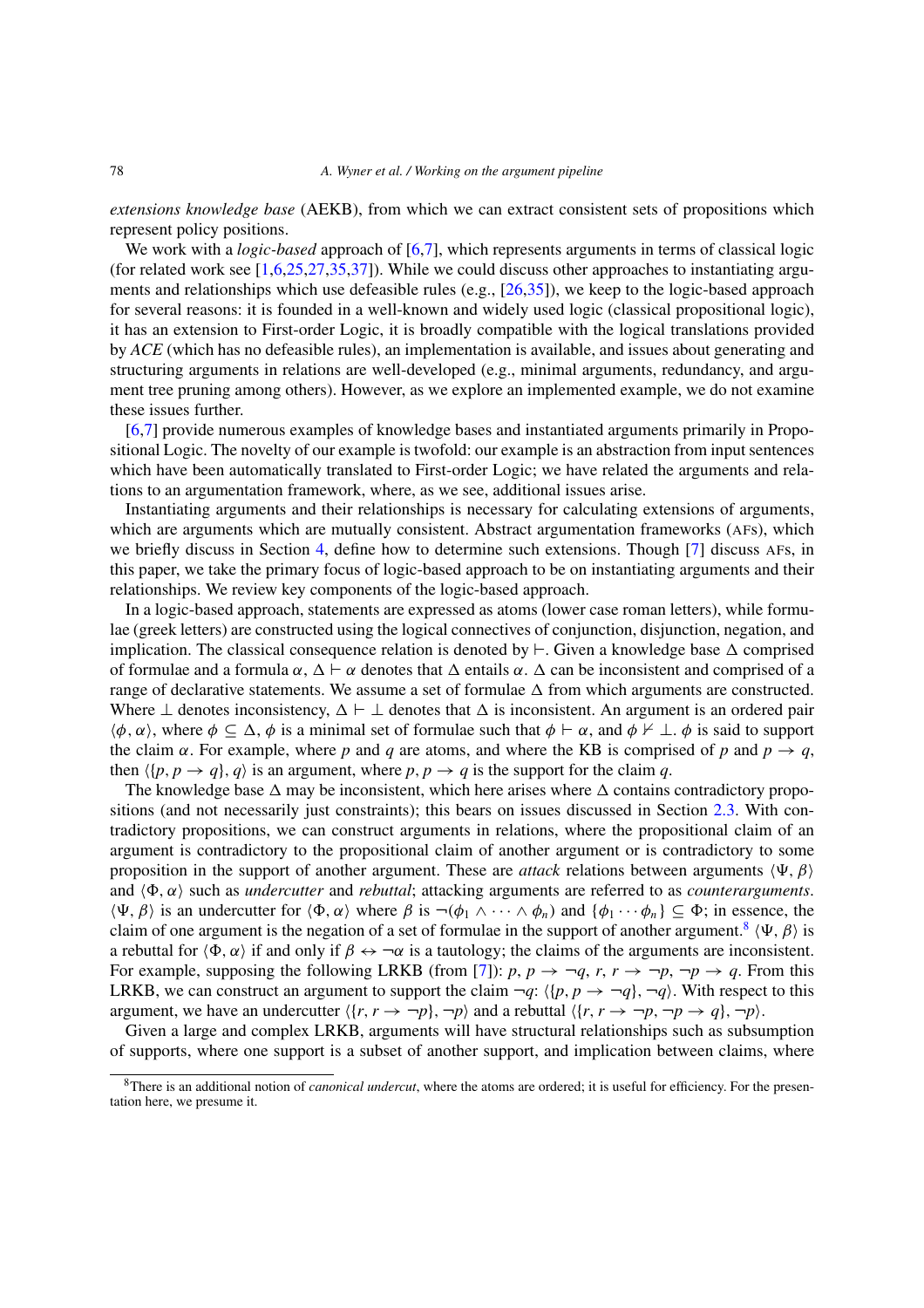*extensions knowledge base* (AEKB), from which we can extract consistent sets of propositions which represent policy positions.

We work with a *logic-based* approach of [6,7], which represents arguments in terms of classical logic (for related work see [1,6,25,27,35,37]). While we could discuss other approaches to instantiating arguments and relationships which use defeasible rules (e.g., [26,35]), we keep to the logic-based approach for several reasons: it is founded in a well-known and widely used logic (classical propositional logic), it has an extension to First-order Logic, it is broadly compatible with the logical translations provided by *ACE* (which has no defeasible rules), an implementation is available, and issues about generating and structuring arguments in relations are well-developed (e.g., minimal arguments, redundancy, and argument tree pruning among others). However, as we explore an implemented example, we do not examine these issues further.

[6,7] provide numerous examples of knowledge bases and instantiated arguments primarily in Propositional Logic. The novelty of our example is twofold: our example is an abstraction from input sentences which have been automatically translated to First-order Logic; we have related the arguments and relations to an argumentation framework, where, as we see, additional issues arise.

Instantiating arguments and their relationships is necessary for calculating extensions of arguments, which are arguments which are mutually consistent. Abstract argumentation frameworks (AFs), which we briefly discuss in Section 4, define how to determine such extensions. Though [7] discuss AFs, in this paper, we take the primary focus of logic-based approach to be on instantiating arguments and their relationships. We review key components of the logic-based approach.

In a logic-based approach, statements are expressed as atoms (lower case roman letters), while formulae (greek letters) are constructed using the logical connectives of conjunction, disjunction, negation, and implication. The classical consequence relation is denoted by $\vdash$. Given a knowledge base $\Delta$ comprised of formulae and a formula $\alpha$, $\Delta \vdash \alpha$ denotes that $\Delta$ entails $\alpha$. $\Delta$ can be inconsistent and comprised of a range of declarative statements. We assume a set of formulae $\Delta$ from which arguments are constructed. Where $\bot$ denotes inconsistency, $\Delta \vdash \bot$ denotes that $\Delta$ is inconsistent. An argument is an ordered pair $\langle \phi, \alpha \rangle$, where $\phi \subseteq \Delta$, $\phi$ is a minimal set of formulae such that $\phi \vdash \alpha$, and $\phi \nvdash \bot$. $\phi$ is said to support the claim $\alpha$. For example, where $p$ and $q$ are atoms, and where the KB is comprised of $p$ and $p \rightarrow q$, then $\langle \{p, p \rightarrow q\}, q \rangle$ is an argument, where $p, p \rightarrow q$ is the support for the claim $q$.

The knowledge base $\Delta$ may be inconsistent, which here arises where $\Delta$ contains contradictory propositions (and not necessarily just constraints); this bears on issues discussed in Section 2.3. With contradictory propositions, we can construct arguments in relations, where the propositional claim of an argument is contradictory to the propositional claim of another argument or is contradictory to some proposition in the support of another argument. These are *attack* relations between arguments $\langle \Psi, \beta \rangle$ and $\langle \Phi, \alpha \rangle$ such as *undercutter* and *rebuttal*; attacking arguments are referred to as *counterarguments*. $\langle \Psi, \beta \rangle$ is an undercutter for $\langle \Phi, \alpha \rangle$ where $\beta$ is $\neg(\phi_1 \wedge \cdots \wedge \phi_n)$ and $\{\phi_1 \cdots \phi_n\} \subseteq \Phi$; in essence, the claim of one argument is the negation of a set of formulae in the support of another argument.[8] $\langle \Psi, \beta \rangle$ is a rebuttal for $\langle \Phi, \alpha \rangle$ if and only if $\beta \leftrightarrow \neg\alpha$ is a tautology; the claims of the arguments are inconsistent. For example, supposing the following LRKB (from [7]): $p$, $p \rightarrow \neg q$, $r$, $r \rightarrow \neg p$, $\neg p \rightarrow q$. From this LRKB, we can construct an argument to support the claim $\neg q$: $\langle \{p, p \rightarrow \neg q\}, \neg q \rangle$. With respect to this argument, we have an undercutter $\langle \{r, r \rightarrow \neg p\}, \neg p \rangle$ and a rebuttal $\langle \{r, r \rightarrow \neg p, \neg p \rightarrow q\}, \neg p \rangle$.

Given a large and complex LRKB, arguments will have structural relationships such as subsumption of supports, where one support is a subset of another support, and implication between claims, where

[8] There is an additional notion of *canonical undercut*, where the atoms are ordered; it is useful for efficiency. For the presentation here, we presume it.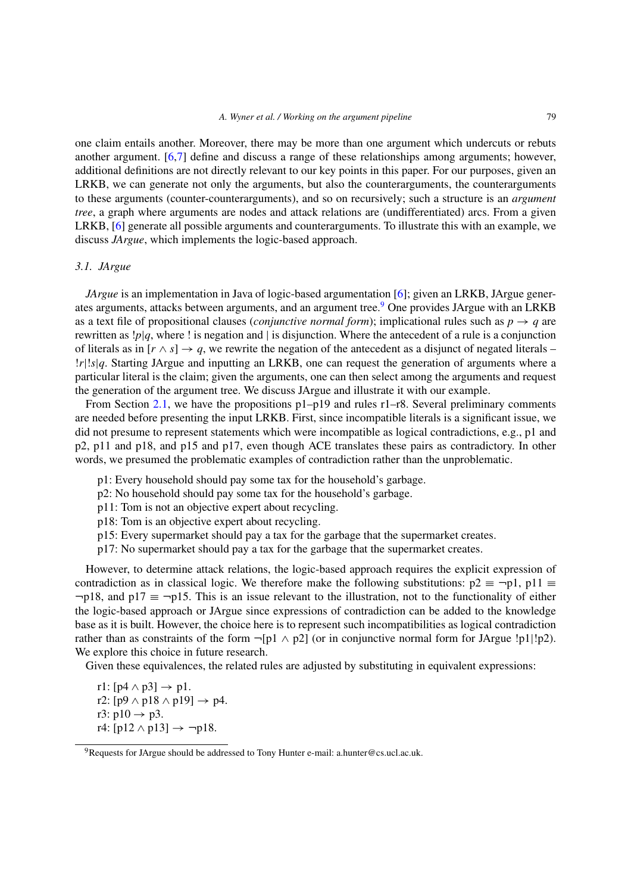one claim entails another. Moreover, there may be more than one argument which undercuts or rebuts another argument. [6,7] define and discuss a range of these relationships among arguments; however, additional definitions are not directly relevant to our key points in this paper. For our purposes, given an LRKB, we can generate not only the arguments, but also the counterarguments, the counterarguments to these arguments (counter-counterarguments), and so on recursively; such a structure is an *argument tree*, a graph where arguments are nodes and attack relations are (undifferentiated) arcs. From a given LRKB, [6] generate all possible arguments and counterarguments. To illustrate this with an example, we discuss *JArgue*, which implements the logic-based approach.

### 3.1. *JArgue*

*JArgue* is an implementation in Java of logic-based argumentation [6]; given an LRKB, JArgue generates arguments, attacks between arguments, and an argument tree.[9] One provides JArgue with an LRKB as a text file of propositional clauses (*conjunctive normal form*); implicational rules such as $p \rightarrow q$ are rewritten as $!p|q$, where ! is negation and | is disjunction. Where the antecedent of a rule is a conjunction of literals as in $[r \wedge s] \rightarrow q$, we rewrite the negation of the antecedent as a disjunct of negated literals – $!r|!s|q$. Starting JArgue and inputting an LRKB, one can request the generation of arguments where a particular literal is the claim; given the arguments, one can then select among the arguments and request the generation of the argument tree. We discuss JArgue and illustrate it with our example.

From Section 2.1, we have the propositions p1–p19 and rules r1–r8. Several preliminary comments are needed before presenting the input LRKB. First, since incompatible literals is a significant issue, we did not presume to represent statements which were incompatible as logical contradictions, e.g., p1 and p2, p11 and p18, and p15 and p17, even though ACE translates these pairs as contradictory. In other words, we presumed the problematic examples of contradiction rather than the unproblematic.

- p1: Every household should pay some tax for the household's garbage.
- p2: No household should pay some tax for the household's garbage.
- p11: Tom is not an objective expert about recycling.
- p18: Tom is an objective expert about recycling.
- p15: Every supermarket should pay a tax for the garbage that the supermarket creates.
- p17: No supermarket should pay a tax for the garbage that the supermarket creates.

However, to determine attack relations, the logic-based approach requires the explicit expression of contradiction as in classical logic. We therefore make the following substitutions: $\text{p2} \equiv \neg\text{p1}$, $\text{p11} \equiv \neg\text{p18}$, and $\text{p17} \equiv \neg\text{p15}$. This is an issue relevant to the illustration, not to the functionality of either the logic-based approach or JArgue since expressions of contradiction can be added to the knowledge base as it is built. However, the choice here is to represent such incompatibilities as logical contradiction rather than as constraints of the form $\neg[\text{p1} \wedge \text{p2}]$ (or in conjunctive normal form for JArgue !p1|!p2). We explore this choice in future research.

Given these equivalences, the related rules are adjusted by substituting in equivalent expressions:

- r1: $[\text{p4} \wedge \text{p3}] \rightarrow \text{p1}$.
- r2: $[\text{p9} \wedge \text{p18} \wedge \text{p19}] \rightarrow \text{p4}$.
- r3: $\text{p10} \rightarrow \text{p3}$.
- r4: $[\text{p12} \wedge \text{p13}] \rightarrow \neg\text{p18}$.

[9] Requests for JArgue should be addressed to Tony Hunter e-mail: a.hunter@cs.ucl.ac.uk.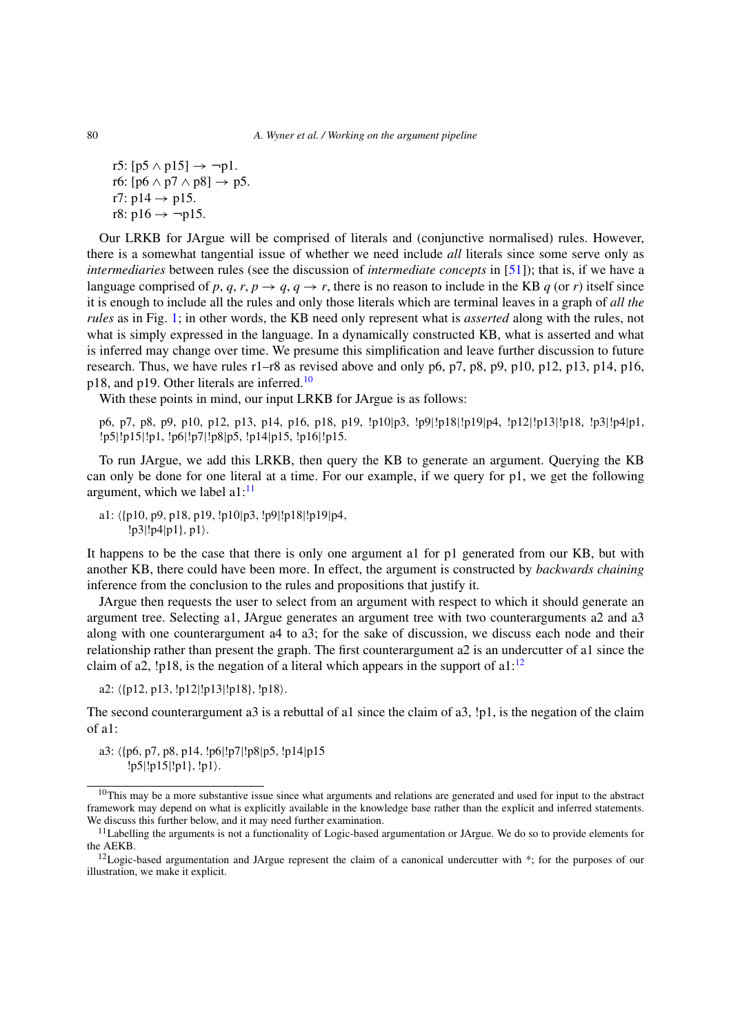r5: $[p5 \wedge p15] \rightarrow \neg p1$.
r6: $[p6 \wedge p7 \wedge p8] \rightarrow p5$.
r7: $p14 \rightarrow p15$.
r8: $p16 \rightarrow \neg p15$.

Our LRKB for JArgue will be comprised of literals and (conjunctive normalised) rules. However, there is a somewhat tangential issue of whether we need include *all* literals since some serve only as *intermediaries* between rules (see the discussion of *intermediate concepts* in [51]); that is, if we have a language comprised of $p$, $q$, $r$, $p \rightarrow q$, $q \rightarrow r$, there is no reason to include in the KB $q$ (or $r$) itself since it is enough to include all the rules and only those literals which are terminal leaves in a graph of *all the rules* as in Fig. 1; in other words, the KB need only represent what is *asserted* along with the rules, not what is simply expressed in the language. In a dynamically constructed KB, what is asserted and what is inferred may change over time. We presume this simplification and leave further discussion to future research. Thus, we have rules r1–r8 as revised above and only p6, p7, p8, p9, p10, p12, p13, p14, p16, p18, and p19. Other literals are inferred.[10]

With these points in mind, our input LRKB for JArgue is as follows:

p6, p7, p8, p9, p10, p12, p13, p14, p16, p18, p19, !p10|p3, !p9|!p18|!p19|p4, !p12|!p13|!p18, !p3|!p4|p1, !p5|!p15|!p1, !p6|!p7|!p8|p5, !p14|p15, !p16|!p15.

To run JArgue, we add this LRKB, then query the KB to generate an argument. Querying the KB can only be done for one literal at a time. For our example, if we query for p1, we get the following argument, which we label a1:[11]

a1: ⟨{p10, p9, p18, p19, !p10|p3, !p9|!p18|!p19|p4,
!p3|!p4|p1}, p1⟩.

It happens to be the case that there is only one argument a1 for p1 generated from our KB, but with another KB, there could have been more. In effect, the argument is constructed by *backwards chaining* inference from the conclusion to the rules and propositions that justify it.

JArgue then requests the user to select from an argument with respect to which it should generate an argument tree. Selecting a1, JArgue generates an argument tree with two counterarguments a2 and a3 along with one counterargument a4 to a3; for the sake of discussion, we discuss each node and their relationship rather than present the graph. The first counterargument a2 is an undercutter of a1 since the claim of a2, !p18, is the negation of a literal which appears in the support of a1:[12]

a2: ⟨{p12, p13, !p12|!p13|!p18}, !p18⟩.

The second counterargument a3 is a rebuttal of a1 since the claim of a3, !p1, is the negation of the claim of a1:

a3: ⟨{p6, p7, p8, p14, !p6|!p7|!p8|p5, !p14|p15
!p5|!p15|!p1}, !p1⟩.

---

[10] This may be a more substantive issue since what arguments and relations are generated and used for input to the abstract framework may depend on what is explicitly available in the knowledge base rather than the explicit and inferred statements. We discuss this further below, and it may need further examination.

[11] Labelling the arguments is not a functionality of Logic-based argumentation or JArgue. We do so to provide elements for the AEKB.

[12] Logic-based argumentation and JArgue represent the claim of a canonical undercutter with *; for the purposes of our illustration, we make it explicit.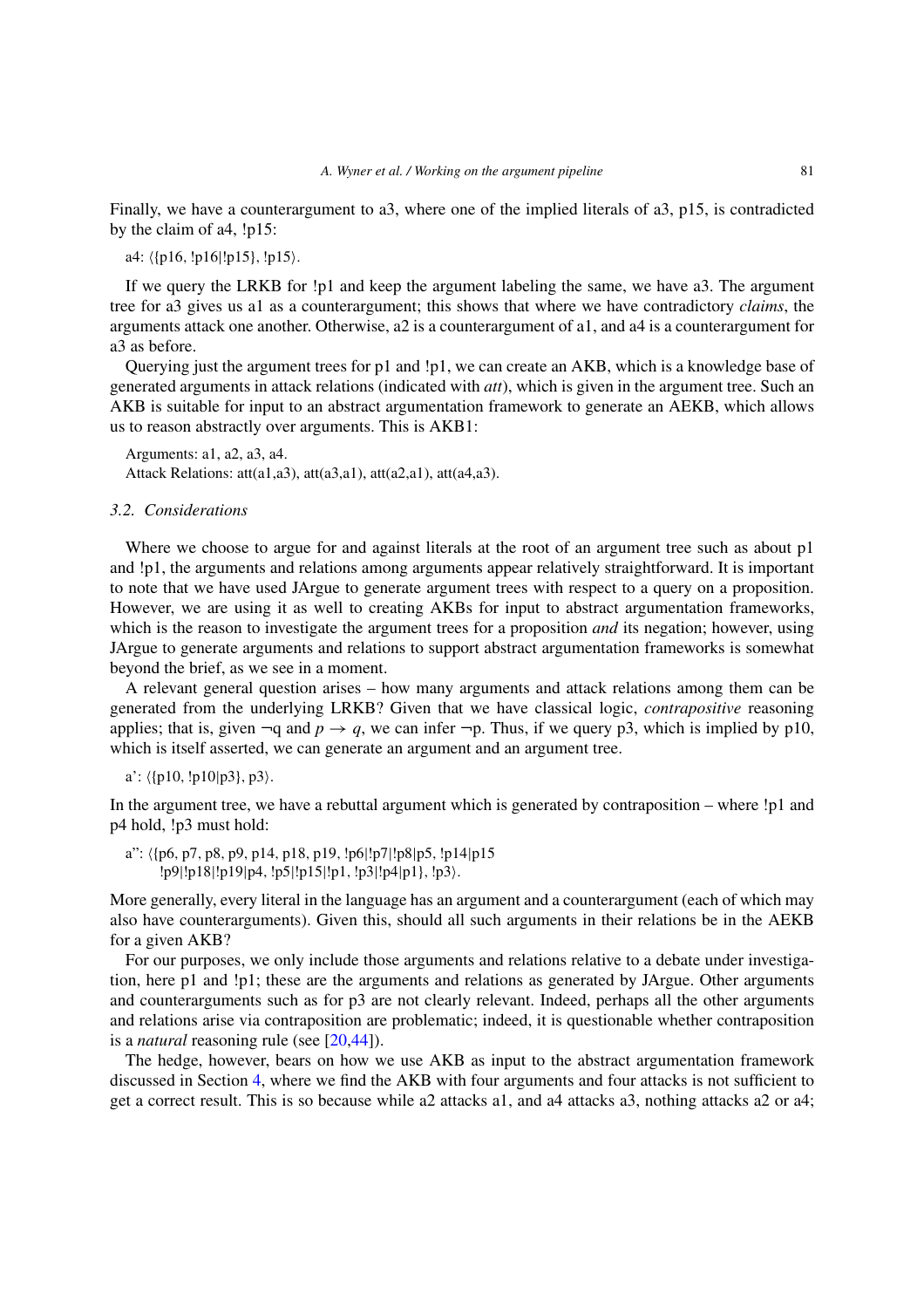Finally, we have a counterargument to a3, where one of the implied literals of a3, p15, is contradicted by the claim of a4, !p15:

a4: ⟨{p16, !p16|!p15}, !p15⟩.

If we query the LRKB for !p1 and keep the argument labeling the same, we have a3. The argument tree for a3 gives us a1 as a counterargument; this shows that where we have contradictory *claims*, the arguments attack one another. Otherwise, a2 is a counterargument of a1, and a4 is a counterargument for a3 as before.

Querying just the argument trees for p1 and !p1, we can create an AKB, which is a knowledge base of generated arguments in attack relations (indicated with *att*), which is given in the argument tree. Such an AKB is suitable for input to an abstract argumentation framework to generate an AEKB, which allows us to reason abstractly over arguments. This is AKB1:

Arguments: a1, a2, a3, a4.
Attack Relations: att(a1,a3), att(a3,a1), att(a2,a1), att(a4,a3).

### 3.2. Considerations

Where we choose to argue for and against literals at the root of an argument tree such as about p1 and !p1, the arguments and relations among arguments appear relatively straightforward. It is important to note that we have used JArgue to generate argument trees with respect to a query on a proposition. However, we are using it as well to creating AKBs for input to abstract argumentation frameworks, which is the reason to investigate the argument trees for a proposition *and* its negation; however, using JArgue to generate arguments and relations to support abstract argumentation frameworks is somewhat beyond the brief, as we see in a moment.

A relevant general question arises – how many arguments and attack relations among them can be generated from the underlying LRKB? Given that we have classical logic, *contrapositive* reasoning applies; that is, given ¬q and $p \rightarrow q$, we can infer ¬p. Thus, if we query p3, which is implied by p10, which is itself asserted, we can generate an argument and an argument tree.

a': ⟨{p10, !p10|p3}, p3⟩.

In the argument tree, we have a rebuttal argument which is generated by contraposition – where !p1 and p4 hold, !p3 must hold:

a": ⟨{p6, p7, p8, p9, p14, p18, p19, !p6|!p7|!p8|p5, !p14|p15
!p9|!p18|!p19|p4, !p5|!p15|!p1, !p3|!p4|p1}, !p3⟩.

More generally, every literal in the language has an argument and a counterargument (each of which may also have counterarguments). Given this, should all such arguments in their relations be in the AEKB for a given AKB?

For our purposes, we only include those arguments and relations relative to a debate under investigation, here p1 and !p1; these are the arguments and relations as generated by JArgue. Other arguments and counterarguments such as for p3 are not clearly relevant. Indeed, perhaps all the other arguments and relations arise via contraposition are problematic; indeed, it is questionable whether contraposition is a *natural* reasoning rule (see [20,44]).

The hedge, however, bears on how we use AKB as input to the abstract argumentation framework discussed in Section 4, where we find the AKB with four arguments and four attacks is not sufficient to get a correct result. This is so because while a2 attacks a1, and a4 attacks a3, nothing attacks a2 or a4;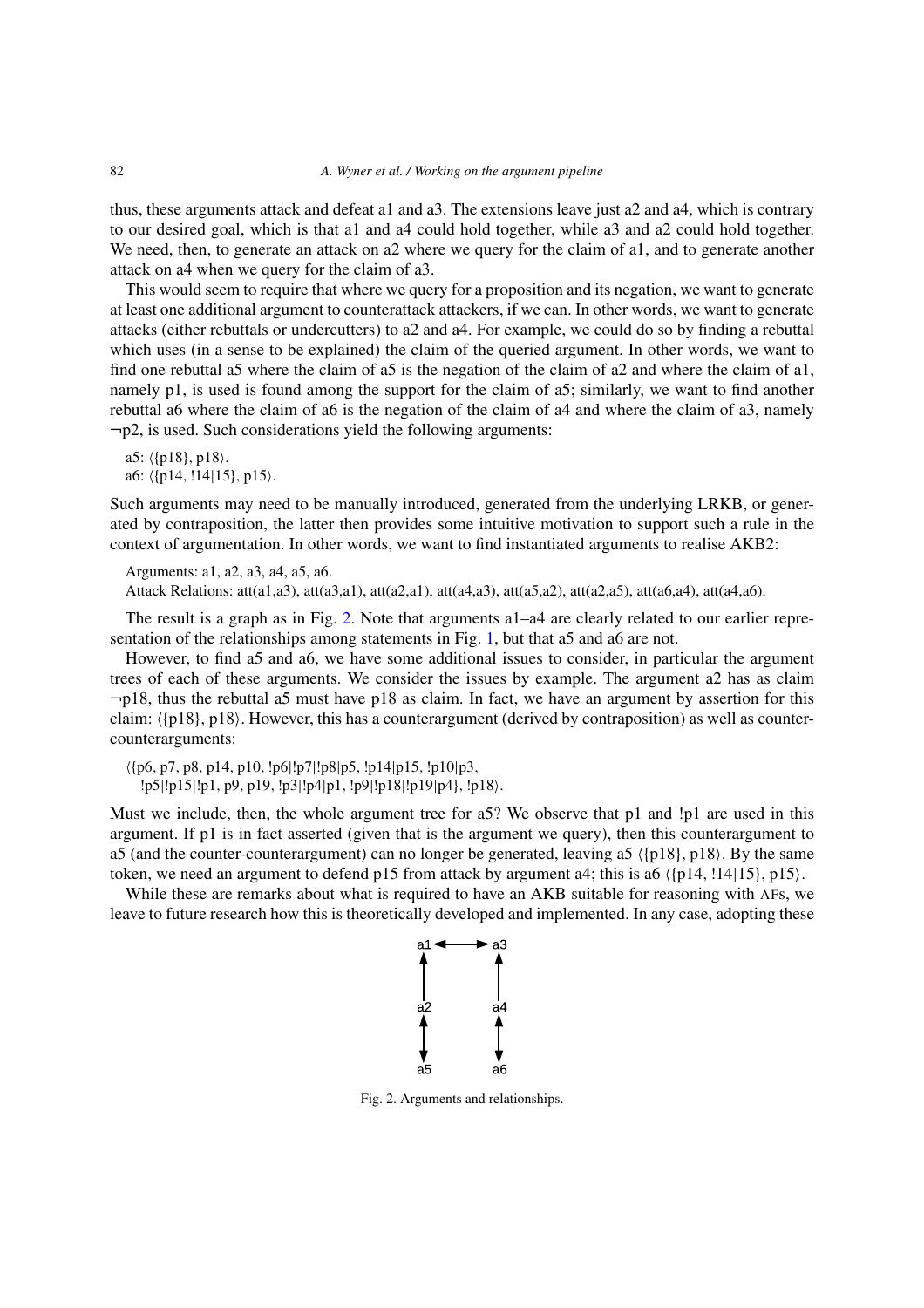thus, these arguments attack and defeat a1 and a3. The extensions leave just a2 and a4, which is contrary to our desired goal, which is that a1 and a4 could hold together, while a3 and a2 could hold together. We need, then, to generate an attack on a2 where we query for the claim of a1, and to generate another attack on a4 when we query for the claim of a3.

This would seem to require that where we query for a proposition and its negation, we want to generate at least one additional argument to counterattack attackers, if we can. In other words, we want to generate attacks (either rebuttals or undercutters) to a2 and a4. For example, we could do so by finding a rebuttal which uses (in a sense to be explained) the claim of the queried argument. In other words, we want to find one rebuttal a5 where the claim of a5 is the negation of the claim of a2 and where the claim of a1, namely p1, is used is found among the support for the claim of a5; similarly, we want to find another rebuttal a6 where the claim of a6 is the negation of the claim of a4 and where the claim of a3, namely ¬p2, is used. Such considerations yield the following arguments:

a5: ⟨{p18}, p18⟩.
a6: ⟨{p14, !14|15}, p15⟩.

Such arguments may need to be manually introduced, generated from the underlying LRKB, or generated by contraposition, the latter then provides some intuitive motivation to support such a rule in the context of argumentation. In other words, we want to find instantiated arguments to realise AKB2:

Arguments: a1, a2, a3, a4, a5, a6.
Attack Relations: att(a1,a3), att(a3,a1), att(a2,a1), att(a4,a3), att(a5,a2), att(a2,a5), att(a6,a4), att(a4,a6).

The result is a graph as in Fig. 2. Note that arguments a1–a4 are clearly related to our earlier representation of the relationships among statements in Fig. 1, but that a5 and a6 are not.

However, to find a5 and a6, we have some additional issues to consider, in particular the argument trees of each of these arguments. We consider the issues by example. The argument a2 has as claim ¬p18, thus the rebuttal a5 must have p18 as claim. In fact, we have an argument by assertion for this claim: ⟨{p18}, p18⟩. However, this has a counterargument (derived by contraposition) as well as counter-counterarguments:

⟨{p6, p7, p8, p14, p10, !p6|!p7|!p8|p5, !p14|p15, !p10|p3,
!p5|!p15|!p1, p9, p19, !p3|!p4|p1, !p9|!p18|!p19|p4}, !p18⟩.

Must we include, then, the whole argument tree for a5? We observe that p1 and !p1 are used in this argument. If p1 is in fact asserted (given that is the argument we query), then this counterargument to a5 (and the counter-counterargument) can no longer be generated, leaving a5 ⟨{p18}, p18⟩. By the same token, we need an argument to defend p15 from attack by argument a4; this is a6 ⟨{p14, !14|15}, p15⟩.

While these are remarks about what is required to have an AKB suitable for reasoning with AFs, we leave to future research how this is theoretically developed and implemented. In any case, adopting these

Fig. 2. Arguments and relationships.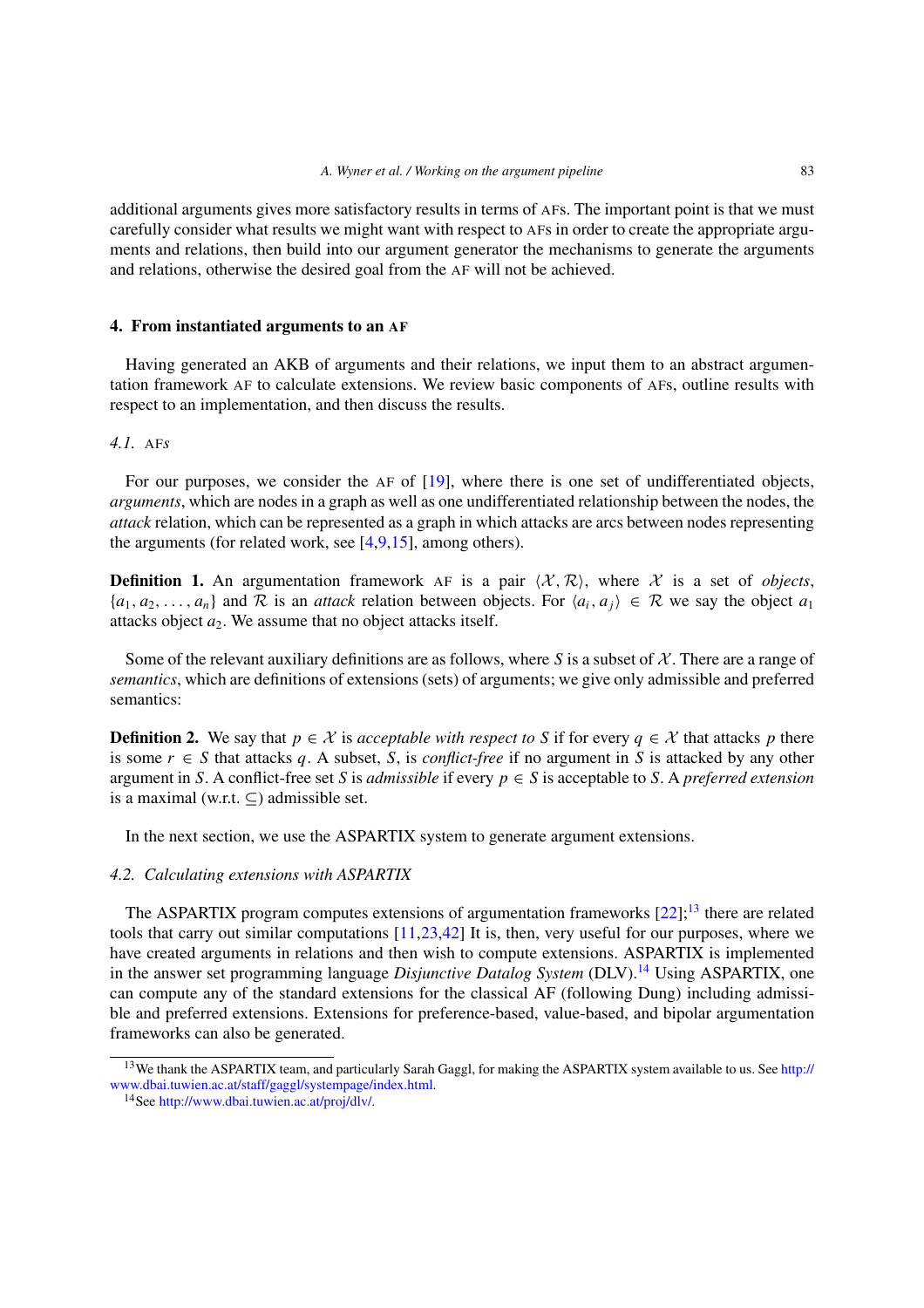additional arguments gives more satisfactory results in terms of AFs. The important point is that we must carefully consider what results we might want with respect to AFs in order to create the appropriate arguments and relations, then build into our argument generator the mechanisms to generate the arguments and relations, otherwise the desired goal from the AF will not be achieved.

## 4. From instantiated arguments to an AF

Having generated an AKB of arguments and their relations, we input them to an abstract argumentation framework AF to calculate extensions. We review basic components of AFs, outline results with respect to an implementation, and then discuss the results.

### 4.1. AFs

For our purposes, we consider the AF of [19], where there is one set of undifferentiated objects, *arguments*, which are nodes in a graph as well as one undifferentiated relationship between the nodes, the *attack* relation, which can be represented as a graph in which attacks are arcs between nodes representing the arguments (for related work, see [4,9,15], among others).

**Definition 1.** An argumentation framework AF is a pair $\langle \mathcal{X}, \mathcal{R} \rangle$, where $\mathcal{X}$ is a set of *objects*, $\{a_1, a_2, \ldots, a_n\}$ and $\mathcal{R}$ is an *attack* relation between objects. For $\langle a_i, a_j \rangle \in \mathcal{R}$ we say the object $a_1$ attacks object $a_2$. We assume that no object attacks itself.

Some of the relevant auxiliary definitions are as follows, where $S$ is a subset of $\mathcal{X}$. There are a range of *semantics*, which are definitions of extensions (sets) of arguments; we give only admissible and preferred semantics:

**Definition 2.** We say that $p \in \mathcal{X}$ is *acceptable with respect to S* if for every $q \in \mathcal{X}$ that attacks $p$ there is some $r \in S$ that attacks $q$. A subset, $S$, is *conflict-free* if no argument in $S$ is attacked by any other argument in $S$. A conflict-free set $S$ is *admissible* if every $p \in S$ is acceptable to $S$. A *preferred extension* is a maximal (w.r.t. $\subseteq$) admissible set.

In the next section, we use the ASPARTIX system to generate argument extensions.

### 4.2. Calculating extensions with ASPARTIX

The ASPARTIX program computes extensions of argumentation frameworks [22];[13] there are related tools that carry out similar computations [11,23,42] It is, then, very useful for our purposes, where we have created arguments in relations and then wish to compute extensions. ASPARTIX is implemented in the answer set programming language *Disjunctive Datalog System* (DLV).[14] Using ASPARTIX, one can compute any of the standard extensions for the classical AF (following Dung) including admissible and preferred extensions. Extensions for preference-based, value-based, and bipolar argumentation frameworks can also be generated.

---

[13] We thank the ASPARTIX team, and particularly Sarah Gaggl, for making the ASPARTIX system available to us. See http://www.dbai.tuwien.ac.at/staff/gaggl/systempage/index.html.

[14] See http://www.dbai.tuwien.ac.at/proj/dlv/.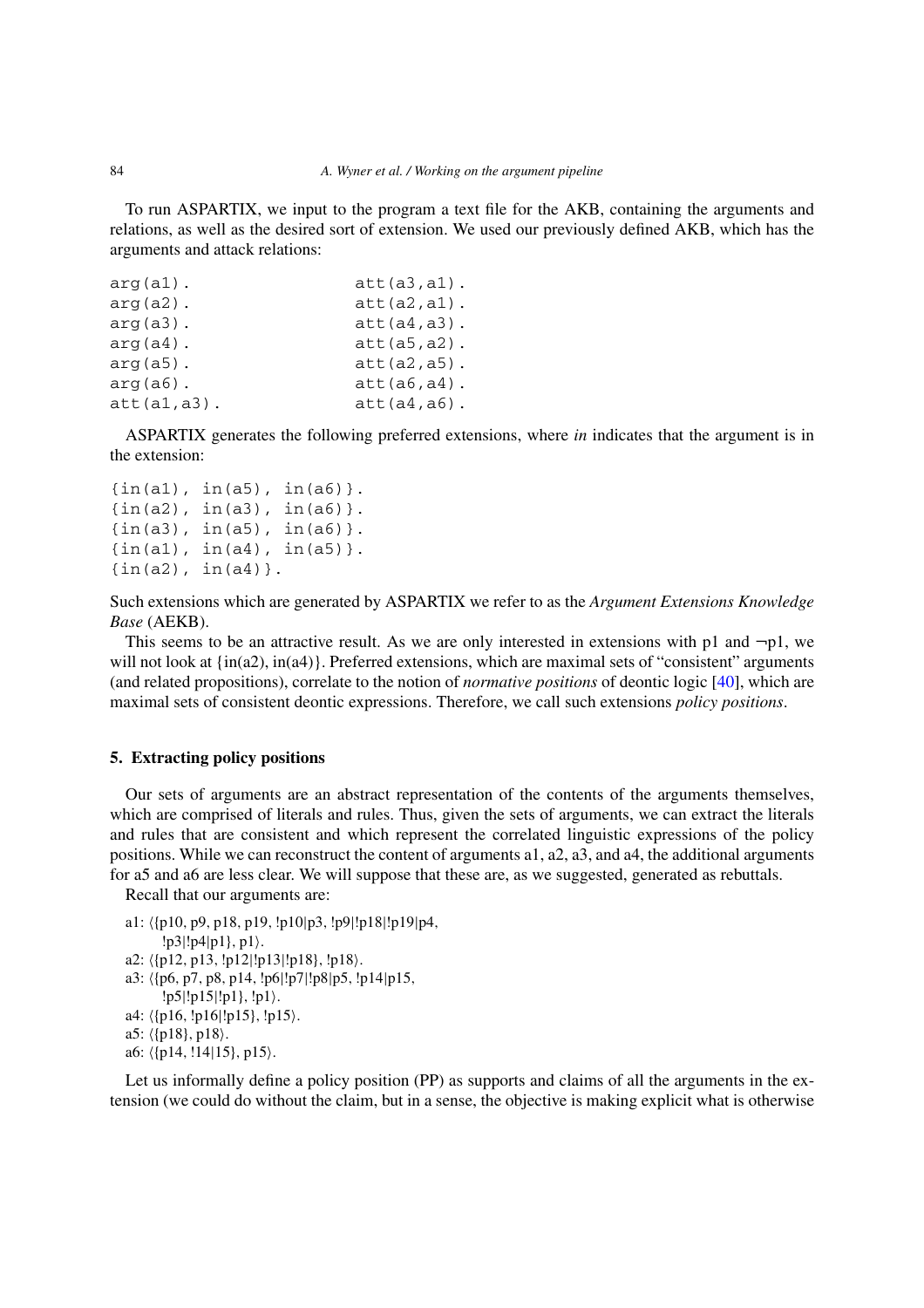To run ASPARTIX, we input to the program a text file for the AKB, containing the arguments and relations, as well as the desired sort of extension. We used our previously defined AKB, which has the arguments and attack relations:

```
arg(a1).                att(a3,a1).
arg(a2).                att(a2,a1).
arg(a3).                att(a4,a3).
arg(a4).                att(a5,a2).
arg(a5).                att(a2,a5).
arg(a6).                att(a6,a4).
att(a1,a3).             att(a4,a6).
```

ASPARTIX generates the following preferred extensions, where *in* indicates that the argument is in the extension:

```
{in(a1), in(a5), in(a6)}.
{in(a2), in(a3), in(a6)}.
{in(a3), in(a5), in(a6)}.
{in(a1), in(a4), in(a5)}.
{in(a2), in(a4)}.
```

Such extensions which are generated by ASPARTIX we refer to as the *Argument Extensions Knowledge Base* (AEKB).

This seems to be an attractive result. As we are only interested in extensions with p1 and $\neg$p1, we will not look at {in(a2), in(a4)}. Preferred extensions, which are maximal sets of "consistent" arguments (and related propositions), correlate to the notion of *normative positions* of deontic logic [40], which are maximal sets of consistent deontic expressions. Therefore, we call such extensions *policy positions*.

## 5. Extracting policy positions

Our sets of arguments are an abstract representation of the contents of the arguments themselves, which are comprised of literals and rules. Thus, given the sets of arguments, we can extract the literals and rules that are consistent and which represent the correlated linguistic expressions of the policy positions. While we can reconstruct the content of arguments a1, a2, a3, and a4, the additional arguments for a5 and a6 are less clear. We will suppose that these are, as we suggested, generated as rebuttals.

Recall that our arguments are:

a1: ⟨{p10, p9, p18, p19, !p10|p3, !p9|!p18|!p19|p4,
  !p3|!p4|p1}, p1⟩.
a2: ⟨{p12, p13, !p12|!p13|!p18}, !p18⟩.
a3: ⟨{p6, p7, p8, p14, !p6|!p7|!p8|p5, !p14|p15,
  !p5|!p15|!p1}, !p1⟩.
a4: ⟨{p16, !p16|!p15}, !p15⟩.
a5: ⟨{p18}, p18⟩.
a6: ⟨{p14, !14|15}, p15⟩.

Let us informally define a policy position (PP) as supports and claims of all the arguments in the extension (we could do without the claim, but in a sense, the objective is making explicit what is otherwise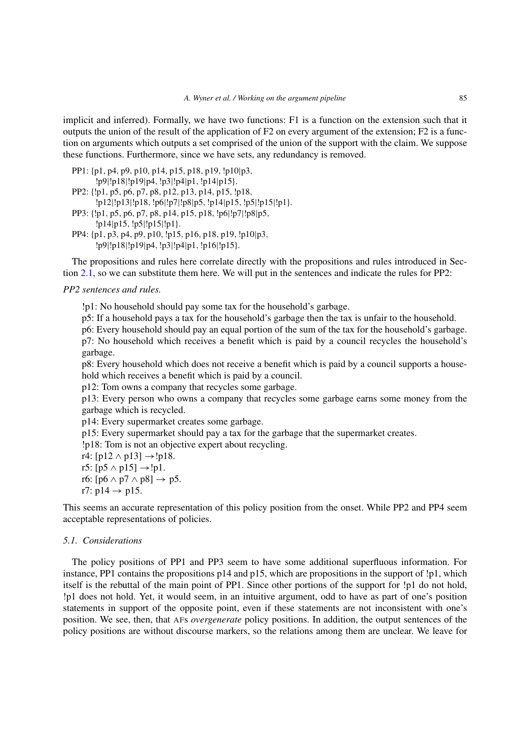implicit and inferred). Formally, we have two functions: F1 is a function on the extension such that it outputs the union of the result of the application of F2 on every argument of the extension; F2 is a function on arguments which outputs a set comprised of the union of the support with the claim. We suppose these functions. Furthermore, since we have sets, any redundancy is removed.

PP1: {p1, p4, p9, p10, p14, p15, p18, p19, !p10|p3,
!p9|!p18|!p19|p4, !p3|!p4|p1, !p14|p15}.
PP2: {!p1, p5, p6, p7, p8, p12, p13, p14, p15, !p18,
!p12|!p13|!p18, !p6|!p7|!p8|p5, !p14|p15, !p5|!p15|!p1}.
PP3: {!p1, p5, p6, p7, p8, p14, p15, p18, !p6|!p7|!p8|p5,
!p14|p15, !p5|!p15|!p1}.
PP4: {p1, p3, p4, p9, p10, !p15, p16, p18, p19, !p10|p3,
!p9|!p18|!p19|p4, !p3|!p4|p1, !p16|!p15}.

The propositions and rules here correlate directly with the propositions and rules introduced in Section 2.1, so we can substitute them here. We will put in the sentences and indicate the rules for PP2:

*PP2 sentences and rules.*

!p1: No household should pay some tax for the household's garbage.
p5: If a household pays a tax for the household's garbage then the tax is unfair to the household.
p6: Every household should pay an equal portion of the sum of the tax for the household's garbage.
p7: No household which receives a benefit which is paid by a council recycles the household's garbage.
p8: Every household which does not receive a benefit which is paid by a council supports a household which receives a benefit which is paid by a council.
p12: Tom owns a company that recycles some garbage.
p13: Every person who owns a company that recycles some garbage earns some money from the garbage which is recycled.
p14: Every supermarket creates some garbage.
p15: Every supermarket should pay a tax for the garbage that the supermarket creates.
!p18: Tom is not an objective expert about recycling.
r4: [p12 $\wedge$ p13] $\rightarrow$!p18.
r5: [p5 $\wedge$ p15] $\rightarrow$!p1.
r6: [p6 $\wedge$ p7 $\wedge$ p8] $\rightarrow$ p5.
r7: p14 $\rightarrow$ p15.

This seems an accurate representation of this policy position from the onset. While PP2 and PP4 seem acceptable representations of policies.

### 5.1. Considerations

The policy positions of PP1 and PP3 seem to have some additional superfluous information. For instance, PP1 contains the propositions p14 and p15, which are propositions in the support of !p1, which itself is the rebuttal of the main point of PP1. Since other portions of the support for !p1 do not hold, !p1 does not hold. Yet, it would seem, in an intuitive argument, odd to have as part of one's position statements in support of the opposite point, even if these statements are not inconsistent with one's position. We see, then, that AFs *overgenerate* policy positions. In addition, the output sentences of the policy positions are without discourse markers, so the relations among them are unclear. We leave for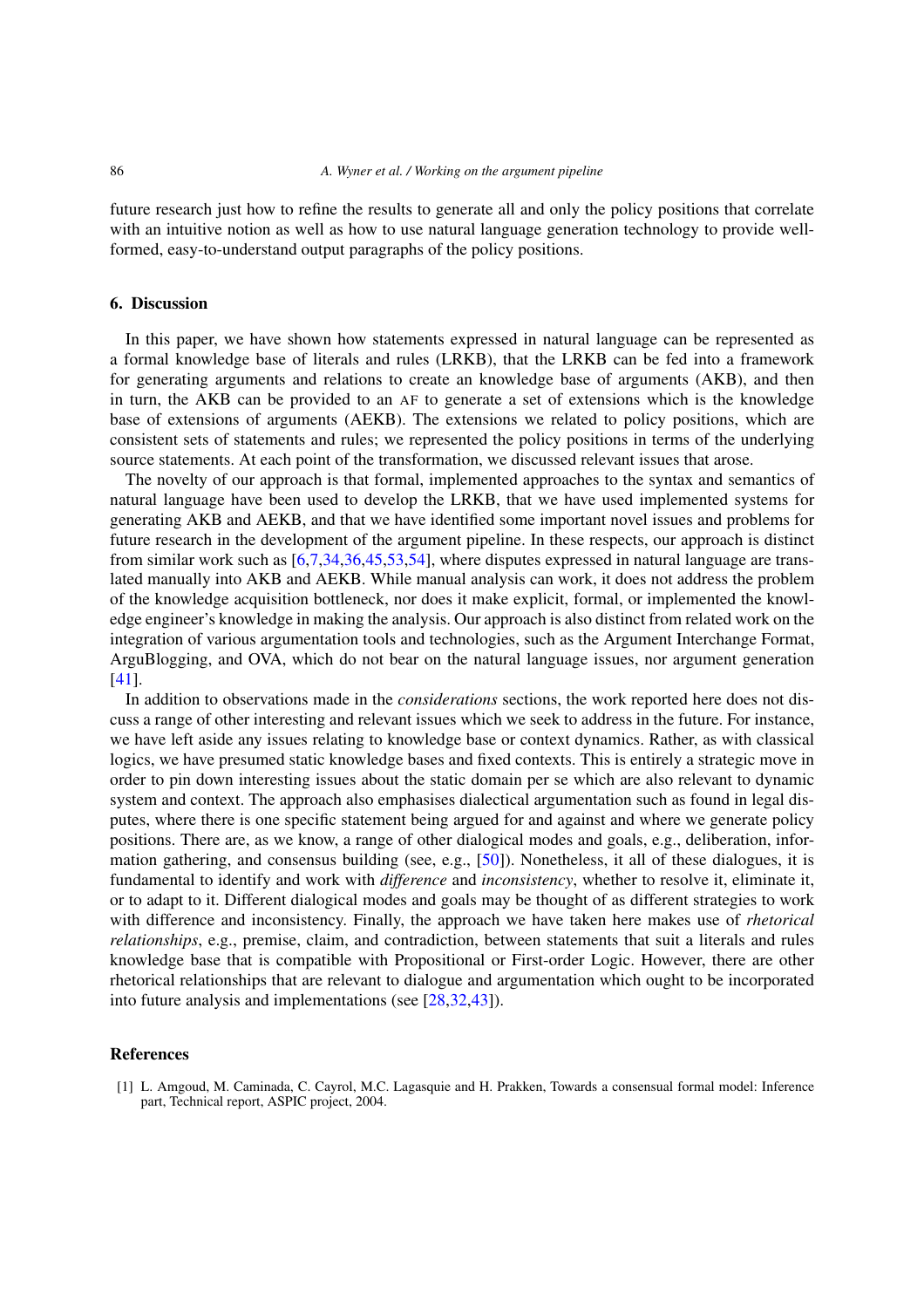future research just how to refine the results to generate all and only the policy positions that correlate with an intuitive notion as well as how to use natural language generation technology to provide well-formed, easy-to-understand output paragraphs of the policy positions.

## 6. Discussion

In this paper, we have shown how statements expressed in natural language can be represented as a formal knowledge base of literals and rules (LRKB), that the LRKB can be fed into a framework for generating arguments and relations to create an knowledge base of arguments (AKB), and then in turn, the AKB can be provided to an AF to generate a set of extensions which is the knowledge base of extensions of arguments (AEKB). The extensions we related to policy positions, which are consistent sets of statements and rules; we represented the policy positions in terms of the underlying source statements. At each point of the transformation, we discussed relevant issues that arose.

The novelty of our approach is that formal, implemented approaches to the syntax and semantics of natural language have been used to develop the LRKB, that we have used implemented systems for generating AKB and AEKB, and that we have identified some important novel issues and problems for future research in the development of the argument pipeline. In these respects, our approach is distinct from similar work such as [6,7,34,36,45,53,54], where disputes expressed in natural language are translated manually into AKB and AEKB. While manual analysis can work, it does not address the problem of the knowledge acquisition bottleneck, nor does it make explicit, formal, or implemented the knowledge engineer's knowledge in making the analysis. Our approach is also distinct from related work on the integration of various argumentation tools and technologies, such as the Argument Interchange Format, ArguBlogging, and OVA, which do not bear on the natural language issues, nor argument generation [41].

In addition to observations made in the *considerations* sections, the work reported here does not discuss a range of other interesting and relevant issues which we seek to address in the future. For instance, we have left aside any issues relating to knowledge base or context dynamics. Rather, as with classical logics, we have presumed static knowledge bases and fixed contexts. This is entirely a strategic move in order to pin down interesting issues about the static domain per se which are also relevant to dynamic system and context. The approach also emphasises dialectical argumentation such as found in legal disputes, where there is one specific statement being argued for and against and where we generate policy positions. There are, as we know, a range of other dialogical modes and goals, e.g., deliberation, information gathering, and consensus building (see, e.g., [50]). Nonetheless, it all of these dialogues, it is fundamental to identify and work with *difference* and *inconsistency*, whether to resolve it, eliminate it, or to adapt to it. Different dialogical modes and goals may be thought of as different strategies to work with difference and inconsistency. Finally, the approach we have taken here makes use of *rhetorical relationships*, e.g., premise, claim, and contradiction, between statements that suit a literals and rules knowledge base that is compatible with Propositional or First-order Logic. However, there are other rhetorical relationships that are relevant to dialogue and argumentation which ought to be incorporated into future analysis and implementations (see [28,32,43]).

## References

[1] L. Amgoud, M. Caminada, C. Cayrol, M.C. Lagasquie and H. Prakken, Towards a consensual formal model: Inference part, Technical report, ASPIC project, 2004.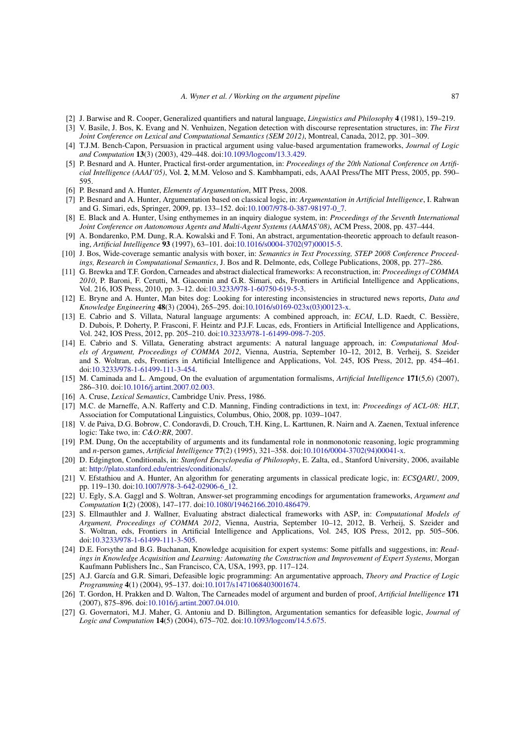[2] J. Barwise and R. Cooper, Generalized quantifiers and natural language, *Linguistics and Philosophy* **4** (1981), 159–219.

[3] V. Basile, J. Bos, K. Evang and N. Venhuizen, Negation detection with discourse representation structures, in: *The First Joint Conference on Lexical and Computational Semantics (SEM 2012)*, Montreal, Canada, 2012, pp. 301–309.

[4] T.J.M. Bench-Capon, Persuasion in practical argument using value-based argumentation frameworks, *Journal of Logic and Computation* **13**(3) (2003), 429–448. doi:10.1093/logcom/13.3.429.

[5] P. Besnard and A. Hunter, Practical first-order argumentation, in: *Proceedings of the 20th National Conference on Artificial Intelligence (AAAI'05)*, Vol. **2**, M.M. Veloso and S. Kambhampati, eds, AAAI Press/The MIT Press, 2005, pp. 590–595.

[6] P. Besnard and A. Hunter, *Elements of Argumentation*, MIT Press, 2008.

[7] P. Besnard and A. Hunter, Argumentation based on classical logic, in: *Argumentation in Artificial Intelligence*, I. Rahwan and G. Simari, eds, Springer, 2009, pp. 133–152. doi:10.1007/978-0-387-98197-0_7.

[8] E. Black and A. Hunter, Using enthymemes in an inquiry dialogue system, in: *Proceedings of the Seventh International Joint Conference on Autonomous Agents and Multi-Agent Systems (AAMAS'08)*, ACM Press, 2008, pp. 437–444.

[9] A. Bondarenko, P.M. Dung, R.A. Kowalski and F. Toni, An abstract, argumentation-theoretic approach to default reasoning, *Artificial Intelligence* **93** (1997), 63–101. doi:10.1016/s0004-3702(97)00015-5.

[10] J. Bos, Wide-coverage semantic analysis with boxer, in: *Semantics in Text Processing, STEP 2008 Conference Proceedings, Research in Computational Semantics*, J. Bos and R. Delmonte, eds, College Publications, 2008, pp. 277–286.

[11] G. Brewka and T.F. Gordon, Carneades and abstract dialectical frameworks: A reconstruction, in: *Proceedings of COMMA 2010*, P. Baroni, F. Cerutti, M. Giacomin and G.R. Simari, eds, Frontiers in Artificial Intelligence and Applications, Vol. 216, IOS Press, 2010, pp. 3–12. doi:10.3233/978-1-60750-619-5-3.

[12] E. Bryne and A. Hunter, Man bites dog: Looking for interesting inconsistencies in structured news reports, *Data and Knowledge Engineering* **48**(3) (2004), 265–295. doi:10.1016/s0169-023x(03)00123-x.

[13] E. Cabrio and S. Villata, Natural language arguments: A combined approach, in: *ECAI*, L.D. Raedt, C. Bessière, D. Dubois, P. Doherty, P. Frasconi, F. Heintz and P.J.F. Lucas, eds, Frontiers in Artificial Intelligence and Applications, Vol. 242, IOS Press, 2012, pp. 205–210. doi:10.3233/978-1-61499-098-7-205.

[14] E. Cabrio and S. Villata, Generating abstract arguments: A natural language approach, in: *Computational Models of Argument, Proceedings of COMMA 2012*, Vienna, Austria, September 10–12, 2012, B. Verheij, S. Szeider and S. Woltran, eds, Frontiers in Artificial Intelligence and Applications, Vol. 245, IOS Press, 2012, pp. 454–461. doi:10.3233/978-1-61499-111-3-454.

[15] M. Caminada and L. Amgoud, On the evaluation of argumentation formalisms, *Artificial Intelligence* **171**(5,6) (2007), 286–310. doi:10.1016/j.artint.2007.02.003.

[16] A. Cruse, *Lexical Semantics*, Cambridge Univ. Press, 1986.

[17] M.C. de Marneffe, A.N. Rafferty and C.D. Manning, Finding contradictions in text, in: *Proceedings of ACL-08: HLT*, Association for Computational Linguistics, Columbus, Ohio, 2008, pp. 1039–1047.

[18] V. de Paiva, D.G. Bobrow, C. Condoravdi, D. Crouch, T.H. King, L. Karttunen, R. Nairn and A. Zaenen, Textual inference logic: Take two, in: *C&O:RR*, 2007.

[19] P.M. Dung, On the acceptability of arguments and its fundamental role in nonmonotonic reasoning, logic programming and *n*-person games, *Artificial Intelligence* **77**(2) (1995), 321–358. doi:10.1016/0004-3702(94)00041-x.

[20] D. Edgington, Conditionals, in: *Stanford Encyclopedia of Philosophy*, E. Zalta, ed., Stanford University, 2006, available at: http://plato.stanford.edu/entries/conditionals/.

[21] V. Efstathiou and A. Hunter, An algorithm for generating arguments in classical predicate logic, in: *ECSQARU*, 2009, pp. 119–130. doi:10.1007/978-3-642-02906-6_12.

[22] U. Egly, S.A. Gaggl and S. Woltran, Answer-set programming encodings for argumentation frameworks, *Argument and Computation* **1**(2) (2008), 147–177. doi:10.1080/19462166.2010.486479.

[23] S. Ellmauthler and J. Wallner, Evaluating abstract dialectical frameworks with ASP, in: *Computational Models of Argument, Proceedings of COMMA 2012*, Vienna, Austria, September 10–12, 2012, B. Verheij, S. Szeider and S. Woltran, eds, Frontiers in Artificial Intelligence and Applications, Vol. 245, IOS Press, 2012, pp. 505–506. doi:10.3233/978-1-61499-111-3-505.

[24] D.E. Forsythe and B.G. Buchanan, Knowledge acquisition for expert systems: Some pitfalls and suggestions, in: *Readings in Knowledge Acquisition and Learning: Automating the Construction and Improvement of Expert Systems*, Morgan Kaufmann Publishers Inc., San Francisco, CA, USA, 1993, pp. 117–124.

[25] A.J. García and G.R. Simari, Defeasible logic programming: An argumentative approach, *Theory and Practice of Logic Programming* **4**(1) (2004), 95–137. doi:10.1017/s1471068403001674.

[26] T. Gordon, H. Prakken and D. Walton, The Carneades model of argument and burden of proof, *Artificial Intelligence* **171** (2007), 875–896. doi:10.1016/j.artint.2007.04.010.

[27] G. Governatori, M.J. Maher, G. Antoniu and D. Billington, Argumentation semantics for defeasible logic, *Journal of Logic and Computation* **14**(5) (2004), 675–702. doi:10.1093/logcom/14.5.675.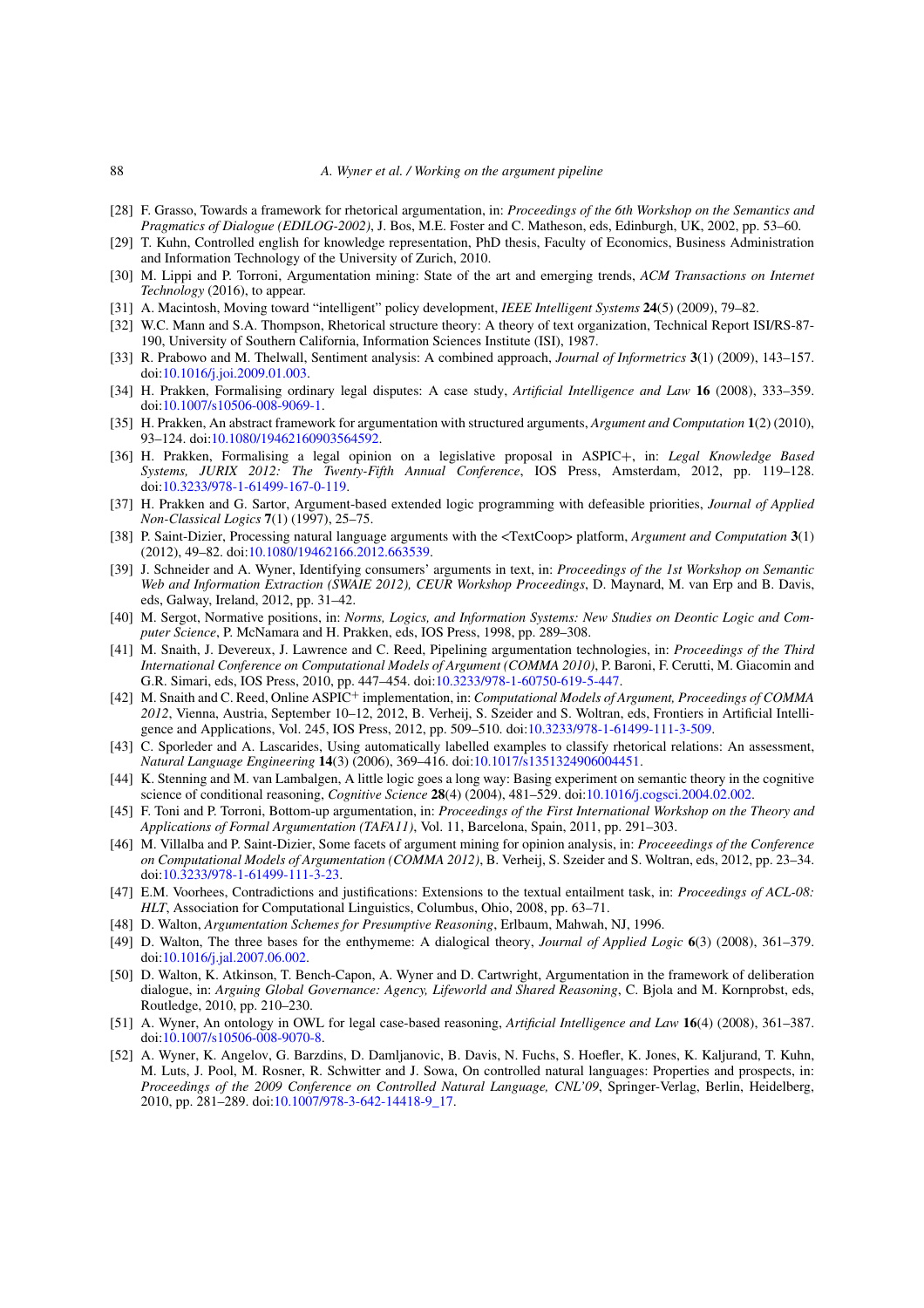[28] F. Grasso, Towards a framework for rhetorical argumentation, in: *Proceedings of the 6th Workshop on the Semantics and Pragmatics of Dialogue (EDILOG-2002)*, J. Bos, M.E. Foster and C. Matheson, eds, Edinburgh, UK, 2002, pp. 53–60.

[29] T. Kuhn, Controlled english for knowledge representation, PhD thesis, Faculty of Economics, Business Administration and Information Technology of the University of Zurich, 2010.

[30] M. Lippi and P. Torroni, Argumentation mining: State of the art and emerging trends, *ACM Transactions on Internet Technology* (2016), to appear.

[31] A. Macintosh, Moving toward "intelligent" policy development, *IEEE Intelligent Systems* **24**(5) (2009), 79–82.

[32] W.C. Mann and S.A. Thompson, Rhetorical structure theory: A theory of text organization, Technical Report ISI/RS-87-190, University of Southern California, Information Sciences Institute (ISI), 1987.

[33] R. Prabowo and M. Thelwall, Sentiment analysis: A combined approach, *Journal of Informetrics* **3**(1) (2009), 143–157. doi:10.1016/j.joi.2009.01.003.

[34] H. Prakken, Formalising ordinary legal disputes: A case study, *Artificial Intelligence and Law* **16** (2008), 333–359. doi:10.1007/s10506-008-9069-1.

[35] H. Prakken, An abstract framework for argumentation with structured arguments, *Argument and Computation* **1**(2) (2010), 93–124. doi:10.1080/19462160903564592.

[36] H. Prakken, Formalising a legal opinion on a legislative proposal in ASPIC+, in: *Legal Knowledge Based Systems, JURIX 2012: The Twenty-Fifth Annual Conference*, IOS Press, Amsterdam, 2012, pp. 119–128. doi:10.3233/978-1-61499-167-0-119.

[37] H. Prakken and G. Sartor, Argument-based extended logic programming with defeasible priorities, *Journal of Applied Non-Classical Logics* **7**(1) (1997), 25–75.

[38] P. Saint-Dizier, Processing natural language arguments with the <TextCoop> platform, *Argument and Computation* **3**(1) (2012), 49–82. doi:10.1080/19462166.2012.663539.

[39] J. Schneider and A. Wyner, Identifying consumers' arguments in text, in: *Proceedings of the 1st Workshop on Semantic Web and Information Extraction (SWAIE 2012), CEUR Workshop Proceedings*, D. Maynard, M. van Erp and B. Davis, eds, Galway, Ireland, 2012, pp. 31–42.

[40] M. Sergot, Normative positions, in: *Norms, Logics, and Information Systems: New Studies on Deontic Logic and Computer Science*, P. McNamara and H. Prakken, eds, IOS Press, 1998, pp. 289–308.

[41] M. Snaith, J. Devereux, J. Lawrence and C. Reed, Pipelining argumentation technologies, in: *Proceedings of the Third International Conference on Computational Models of Argument (COMMA 2010)*, P. Baroni, F. Cerutti, M. Giacomin and G.R. Simari, eds, IOS Press, 2010, pp. 447–454. doi:10.3233/978-1-60750-619-5-447.

[42] M. Snaith and C. Reed, Online ASPIC+ implementation, in: *Computational Models of Argument, Proceedings of COMMA 2012*, Vienna, Austria, September 10–12, 2012, B. Verheij, S. Szeider and S. Woltran, eds, Frontiers in Artificial Intelligence and Applications, Vol. 245, IOS Press, 2012, pp. 509–510. doi:10.3233/978-1-61499-111-3-509.

[43] C. Sporleder and A. Lascarides, Using automatically labelled examples to classify rhetorical relations: An assessment, *Natural Language Engineering* **14**(3) (2006), 369–416. doi:10.1017/s1351324906004451.

[44] K. Stenning and M. van Lambalgen, A little logic goes a long way: Basing experiment on semantic theory in the cognitive science of conditional reasoning, *Cognitive Science* **28**(4) (2004), 481–529. doi:10.1016/j.cogsci.2004.02.002.

[45] F. Toni and P. Torroni, Bottom-up argumentation, in: *Proceedings of the First International Workshop on the Theory and Applications of Formal Argumentation (TAFA11)*, Vol. 11, Barcelona, Spain, 2011, pp. 291–303.

[46] M. Villalba and P. Saint-Dizier, Some facets of argument mining for opinion analysis, in: *Proceeedings of the Conference on Computational Models of Argumentation (COMMA 2012)*, B. Verheij, S. Szeider and S. Woltran, eds, 2012, pp. 23–34. doi:10.3233/978-1-61499-111-3-23.

[47] E.M. Voorhees, Contradictions and justifications: Extensions to the textual entailment task, in: *Proceedings of ACL-08: HLT*, Association for Computational Linguistics, Columbus, Ohio, 2008, pp. 63–71.

[48] D. Walton, *Argumentation Schemes for Presumptive Reasoning*, Erlbaum, Mahwah, NJ, 1996.

[49] D. Walton, The three bases for the enthymeme: A dialogical theory, *Journal of Applied Logic* **6**(3) (2008), 361–379. doi:10.1016/j.jal.2007.06.002.

[50] D. Walton, K. Atkinson, T. Bench-Capon, A. Wyner and D. Cartwright, Argumentation in the framework of deliberation dialogue, in: *Arguing Global Governance: Agency, Lifeworld and Shared Reasoning*, C. Bjola and M. Kornprobst, eds, Routledge, 2010, pp. 210–230.

[51] A. Wyner, An ontology in OWL for legal case-based reasoning, *Artificial Intelligence and Law* **16**(4) (2008), 361–387. doi:10.1007/s10506-008-9070-8.

[52] A. Wyner, K. Angelov, G. Barzdins, D. Damljanovic, B. Davis, N. Fuchs, S. Hoefler, K. Jones, K. Kaljurand, T. Kuhn, M. Luts, J. Pool, M. Rosner, R. Schwitter and J. Sowa, On controlled natural languages: Properties and prospects, in: *Proceedings of the 2009 Conference on Controlled Natural Language, CNL'09*, Springer-Verlag, Berlin, Heidelberg, 2010, pp. 281–289. doi:10.1007/978-3-642-14418-9_17.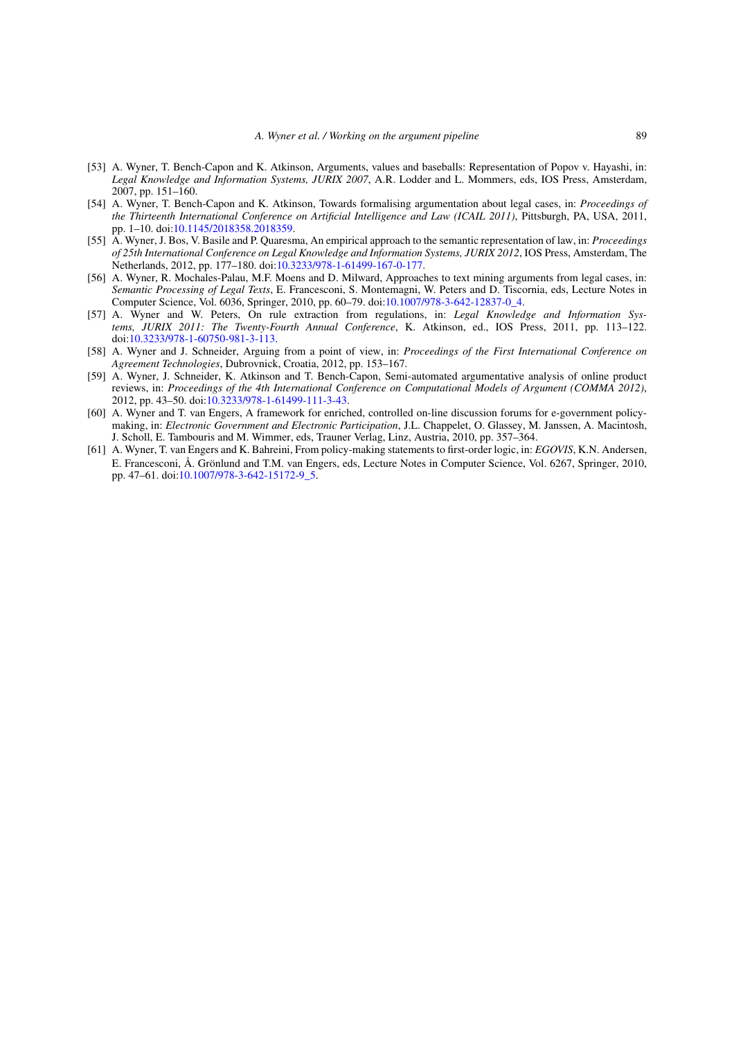[53] A. Wyner, T. Bench-Capon and K. Atkinson, Arguments, values and baseballs: Representation of Popov v. Hayashi, in: *Legal Knowledge and Information Systems, JURIX 2007*, A.R. Lodder and L. Mommers, eds, IOS Press, Amsterdam, 2007, pp. 151–160.

[54] A. Wyner, T. Bench-Capon and K. Atkinson, Towards formalising argumentation about legal cases, in: *Proceedings of the Thirteenth International Conference on Artificial Intelligence and Law (ICAIL 2011)*, Pittsburgh, PA, USA, 2011, pp. 1–10. doi:10.1145/2018358.2018359.

[55] A. Wyner, J. Bos, V. Basile and P. Quaresma, An empirical approach to the semantic representation of law, in: *Proceedings of 25th International Conference on Legal Knowledge and Information Systems, JURIX 2012*, IOS Press, Amsterdam, The Netherlands, 2012, pp. 177–180. doi:10.3233/978-1-61499-167-0-177.

[56] A. Wyner, R. Mochales-Palau, M.F. Moens and D. Milward, Approaches to text mining arguments from legal cases, in: *Semantic Processing of Legal Texts*, E. Francesconi, S. Montemagni, W. Peters and D. Tiscornia, eds, Lecture Notes in Computer Science, Vol. 6036, Springer, 2010, pp. 60–79. doi:10.1007/978-3-642-12837-0_4.

[57] A. Wyner and W. Peters, On rule extraction from regulations, in: *Legal Knowledge and Information Systems, JURIX 2011: The Twenty-Fourth Annual Conference*, K. Atkinson, ed., IOS Press, 2011, pp. 113–122. doi:10.3233/978-1-60750-981-3-113.

[58] A. Wyner and J. Schneider, Arguing from a point of view, in: *Proceedings of the First International Conference on Agreement Technologies*, Dubrovnick, Croatia, 2012, pp. 153–167.

[59] A. Wyner, J. Schneider, K. Atkinson and T. Bench-Capon, Semi-automated argumentative analysis of online product reviews, in: *Proceedings of the 4th International Conference on Computational Models of Argument (COMMA 2012)*, 2012, pp. 43–50. doi:10.3233/978-1-61499-111-3-43.

[60] A. Wyner and T. van Engers, A framework for enriched, controlled on-line discussion forums for e-government policy-making, in: *Electronic Government and Electronic Participation*, J.L. Chappelet, O. Glassey, M. Janssen, A. Macintosh, J. Scholl, E. Tambouris and M. Wimmer, eds, Trauner Verlag, Linz, Austria, 2010, pp. 357–364.

[61] A. Wyner, T. van Engers and K. Bahreini, From policy-making statements to first-order logic, in: *EGOVIS*, K.N. Andersen, E. Francesconi, Å. Grönlund and T.M. van Engers, eds, Lecture Notes in Computer Science, Vol. 6267, Springer, 2010, pp. 47–61. doi:10.1007/978-3-642-15172-9_5.